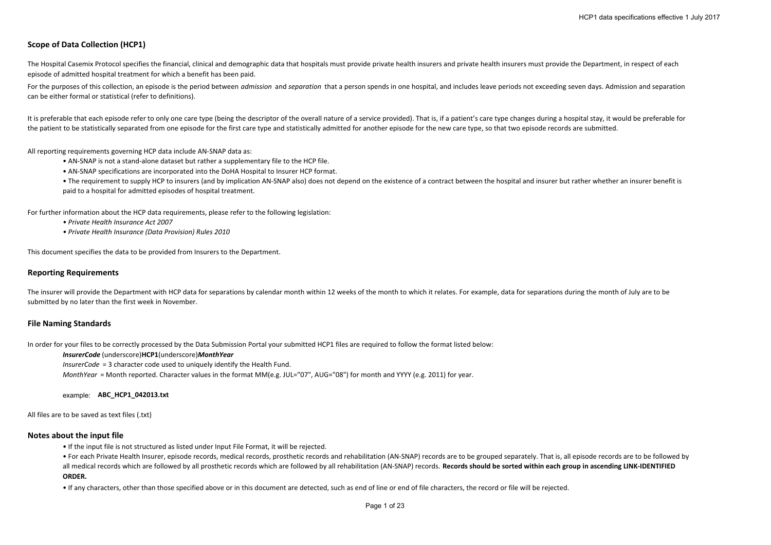## Scope of Data Collection (HCP1)

The Hospital Casemix Protocol specifies the financial, clinical and demographic data that hospitals must provide private health insurers and private health insurers must provide the Department, in respect of each episode of admitted hospital treatment for which a benefit has been paid.

For the purposes of this collection, an episode is the period between *admission* and *separation* that a person spends in one hospital, and includes leave periods not exceeding seven days. Admission and separation can be either formal or statistical (refer to definitions).

It is preferable that each episode refer to only one care type (being the descriptor of the overall nature of a service provided). That is, if a patient's care type changes during a hospital stay, it would be preferable for the patient to be statistically separated from one episode for the first care type and statistically admitted for another episode for the new care type, so that two episode records are submitted.

All reporting requirements governing HCP data include AN-SNAP data as:

- AN-SNAP is not a stand-alone dataset but rather a supplementary file to the HCP file.
- AN-SNAP specifications are incorporated into the DoHA Hospital to Insurer HCP format.
- The requirement to supply HCP to insurers (and by implication AN-SNAP also) does not depend on the existence of a contract between the hospital and insurer but rather whether an insurer benefit is paid to a hospital for admitted episodes of hospital treatment.

For further information about the HCP data requirements, please refer to the following legislation:

- *Private Health Insurance Act 2007*
- *Private Health Insurance (Data Provision) Rules 2010*

This document specifies the data to be provided from Insurers to the Department.

## Reporting Requirements

The insurer will provide the Department with HCP data for separations by calendar month within 12 weeks of the month to which it relates. For example, data for separations during the month of July are to be submitted by no later than the first week in November.

## File Naming Standards

In order for your files to be correctly processed by the Data Submission Portal your submitted HCP1 files are required to follow the format listed below:

***InsurerCode*** (underscore)**HCP1**(underscore)***MonthYear***

*InsurerCode* = 3 character code used to uniquely identify the Health Fund.

*MonthYear* = Month reported. Character values in the format MM(e.g. JUL="07", AUG="08") for month and YYYY (e.g. 2011) for year.

example: **ABC_HCP1_042013.txt**

All files are to be saved as text files (.txt)

## Notes about the input file

- If the input file is not structured as listed under Input File Format, it will be rejected.
- For each Private Health Insurer, episode records, medical records, prosthetic records and rehabilitation (AN-SNAP) records are to be grouped separately. That is, all episode records are to be followed by all medical records which are followed by all prosthetic records which are followed by all rehabilitation (AN-SNAP) records. **Records should be sorted within each group in ascending LINK-IDENTIFIED ORDER.**
- If any characters, other than those specified above or in this document are detected, such as end of line or end of file characters, the record or file will be rejected.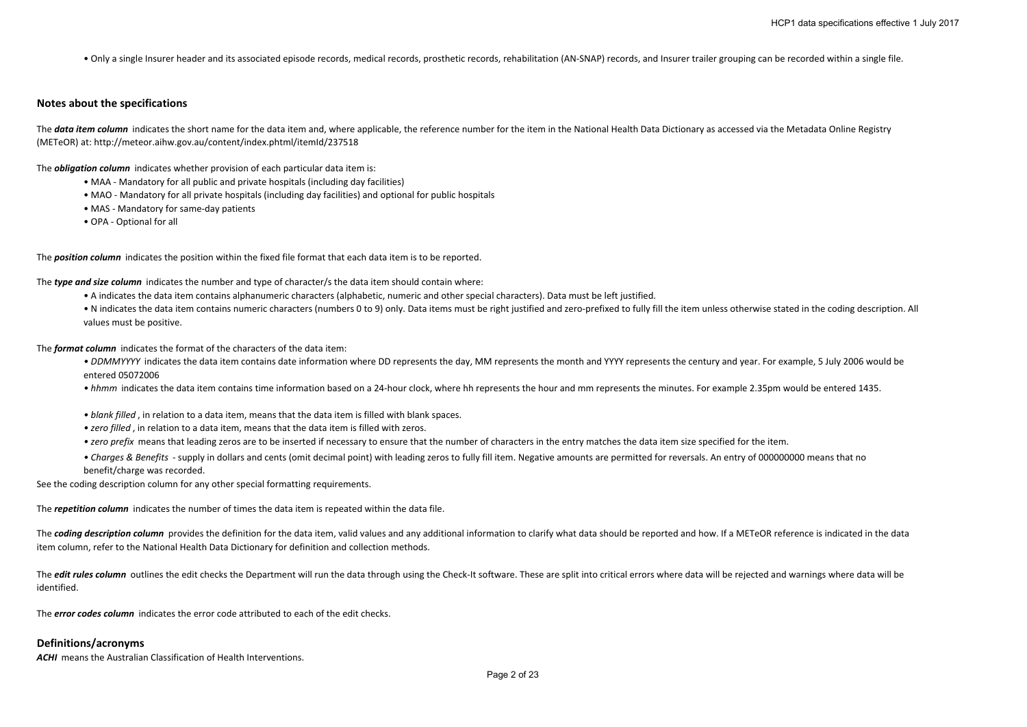• Only a single Insurer header and its associated episode records, medical records, prosthetic records, rehabilitation (AN-SNAP) records, and Insurer trailer grouping can be recorded within a single file.

## Notes about the specifications

The ***data item column*** indicates the short name for the data item and, where applicable, the reference number for the item in the National Health Data Dictionary as accessed via the Metadata Online Registry (METeOR) at: http://meteor.aihw.gov.au/content/index.phtml/itemId/237518

The ***obligation column*** indicates whether provision of each particular data item is:

- MAA - Mandatory for all public and private hospitals (including day facilities)
- MAO - Mandatory for all private hospitals (including day facilities) and optional for public hospitals
- MAS - Mandatory for same-day patients
- OPA - Optional for all

The ***position column*** indicates the position within the fixed file format that each data item is to be reported.

The ***type and size column*** indicates the number and type of character/s the data item should contain where:

- A indicates the data item contains alphanumeric characters (alphabetic, numeric and other special characters). Data must be left justified.
- N indicates the data item contains numeric characters (numbers 0 to 9) only. Data items must be right justified and zero-prefixed to fully fill the item unless otherwise stated in the coding description. All values must be positive.

The ***format column*** indicates the format of the characters of the data item:

- *DDMMYYYY* indicates the data item contains date information where DD represents the day, MM represents the month and YYYY represents the century and year. For example, 5 July 2006 would be entered 05072006
- *hhmm* indicates the data item contains time information based on a 24-hour clock, where hh represents the hour and mm represents the minutes. For example 2.35pm would be entered 1435.
- *blank filled* , in relation to a data item, means that the data item is filled with blank spaces.
- *zero filled* , in relation to a data item, means that the data item is filled with zeros.
- *zero prefix* means that leading zeros are to be inserted if necessary to ensure that the number of characters in the entry matches the data item size specified for the item.
- *Charges & Benefits* - supply in dollars and cents (omit decimal point) with leading zeros to fully fill item. Negative amounts are permitted for reversals. An entry of 000000000 means that no benefit/charge was recorded.

See the coding description column for any other special formatting requirements.

The ***repetition column*** indicates the number of times the data item is repeated within the data file.

The ***coding description column*** provides the definition for the data item, valid values and any additional information to clarify what data should be reported and how. If a METeOR reference is indicated in the data item column, refer to the National Health Data Dictionary for definition and collection methods.

The ***edit rules column*** outlines the edit checks the Department will run the data through using the Check-It software. These are split into critical errors where data will be rejected and warnings where data will be identified.

The ***error codes column*** indicates the error code attributed to each of the edit checks.

## Definitions/acronyms

***ACHI*** means the Australian Classification of Health Interventions.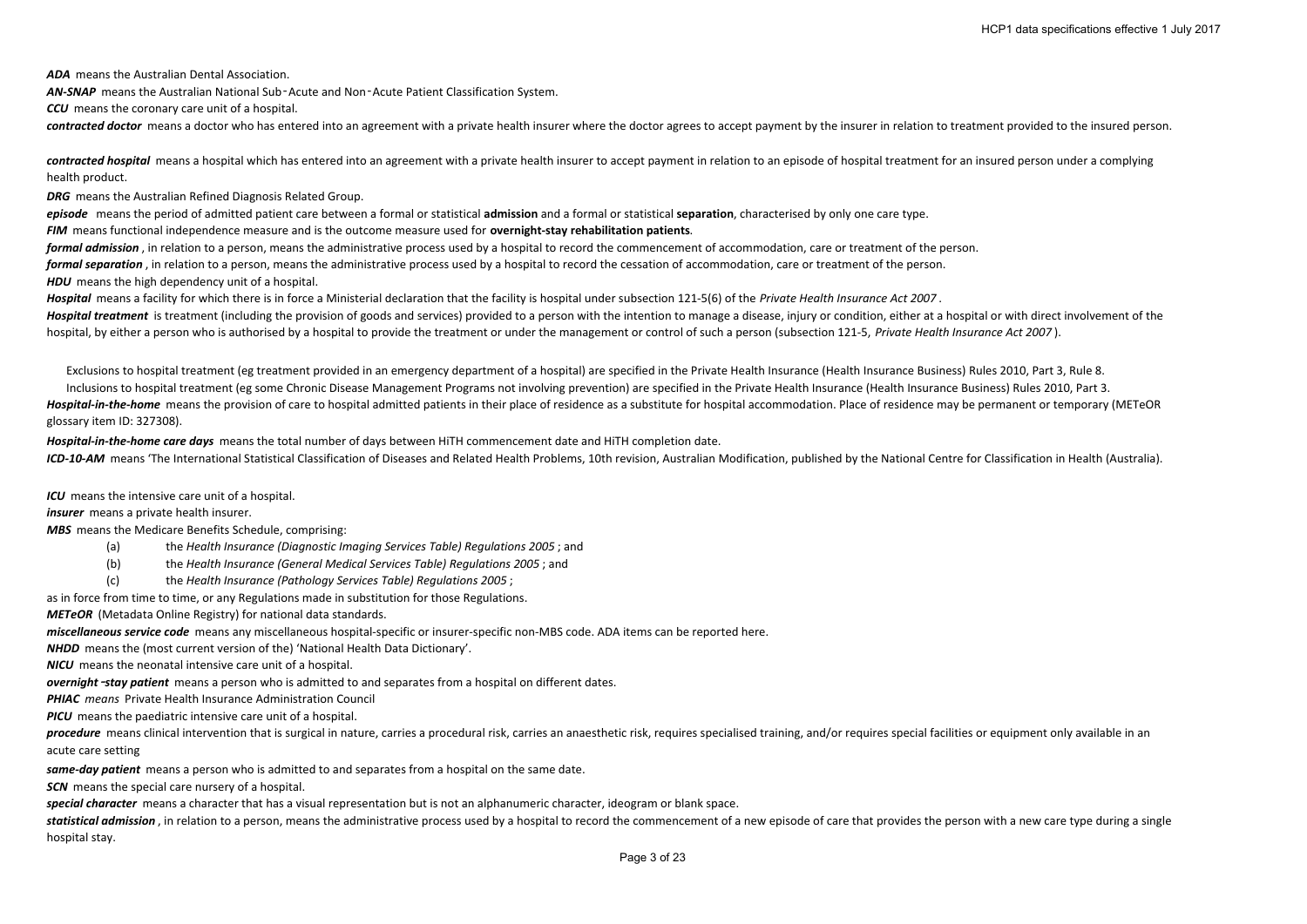***ADA*** means the Australian Dental Association.

***AN-SNAP*** means the Australian National Sub‑Acute and Non‑Acute Patient Classification System.

***CCU*** means the coronary care unit of a hospital.

***contracted doctor*** means a doctor who has entered into an agreement with a private health insurer where the doctor agrees to accept payment by the insurer in relation to treatment provided to the insured person.

***contracted hospital*** means a hospital which has entered into an agreement with a private health insurer to accept payment in relation to an episode of hospital treatment for an insured person under a complying health product.

***DRG*** means the Australian Refined Diagnosis Related Group.

***episode*** means the period of admitted patient care between a formal or statistical **admission** and a formal or statistical **separation**, characterised by only one care type.

***FIM*** means functional independence measure and is the outcome measure used for **overnight-stay rehabilitation patients**.

***formal admission*** , in relation to a person, means the administrative process used by a hospital to record the commencement of accommodation, care or treatment of the person.

***formal separation*** , in relation to a person, means the administrative process used by a hospital to record the cessation of accommodation, care or treatment of the person.

***HDU*** means the high dependency unit of a hospital.

***Hospital*** means a facility for which there is in force a Ministerial declaration that the facility is hospital under subsection 121-5(6) of the *Private Health Insurance Act 2007* .

***Hospital treatment*** is treatment (including the provision of goods and services) provided to a person with the intention to manage a disease, injury or condition, either at a hospital or with direct involvement of the hospital, by either a person who is authorised by a hospital to provide the treatment or under the management or control of such a person (subsection 121-5, *Private Health Insurance Act 2007* ).

Exclusions to hospital treatment (eg treatment provided in an emergency department of a hospital) are specified in the Private Health Insurance (Health Insurance Business) Rules 2010, Part 3, Rule 8.

Inclusions to hospital treatment (eg some Chronic Disease Management Programs not involving prevention) are specified in the Private Health Insurance (Health Insurance Business) Rules 2010, Part 3.

***Hospital-in-the-home*** means the provision of care to hospital admitted patients in their place of residence as a substitute for hospital accommodation. Place of residence may be permanent or temporary (METeOR glossary item ID: 327308).

***Hospital-in-the-home care days*** means the total number of days between HiTH commencement date and HiTH completion date.

***ICD-10-AM*** means 'The International Statistical Classification of Diseases and Related Health Problems, 10th revision, Australian Modification, published by the National Centre for Classification in Health (Australia).

***ICU*** means the intensive care unit of a hospital.

***insurer*** means a private health insurer.

***MBS*** means the Medicare Benefits Schedule, comprising:

(a) the *Health Insurance (Diagnostic Imaging Services Table) Regulations 2005* ; and

(b) the *Health Insurance (General Medical Services Table) Regulations 2005* ; and

(c) the *Health Insurance (Pathology Services Table) Regulations 2005* ;

as in force from time to time, or any Regulations made in substitution for those Regulations.

***METeOR*** (Metadata Online Registry) for national data standards.

***miscellaneous service code*** means any miscellaneous hospital-specific or insurer-specific non-MBS code. ADA items can be reported here.

***NHDD*** means the (most current version of the) 'National Health Data Dictionary'.

***NICU*** means the neonatal intensive care unit of a hospital.

***overnight‑stay patient*** means a person who is admitted to and separates from a hospital on different dates.

***PHIAC*** *means* Private Health Insurance Administration Council

***PICU*** means the paediatric intensive care unit of a hospital.

***procedure*** means clinical intervention that is surgical in nature, carries a procedural risk, carries an anaesthetic risk, requires specialised training, and/or requires special facilities or equipment only available in an acute care setting

***same-day patient*** means a person who is admitted to and separates from a hospital on the same date.

***SCN*** means the special care nursery of a hospital.

***special character*** means a character that has a visual representation but is not an alphanumeric character, ideogram or blank space.

***statistical admission*** , in relation to a person, means the administrative process used by a hospital to record the commencement of a new episode of care that provides the person with a new care type during a single hospital stay.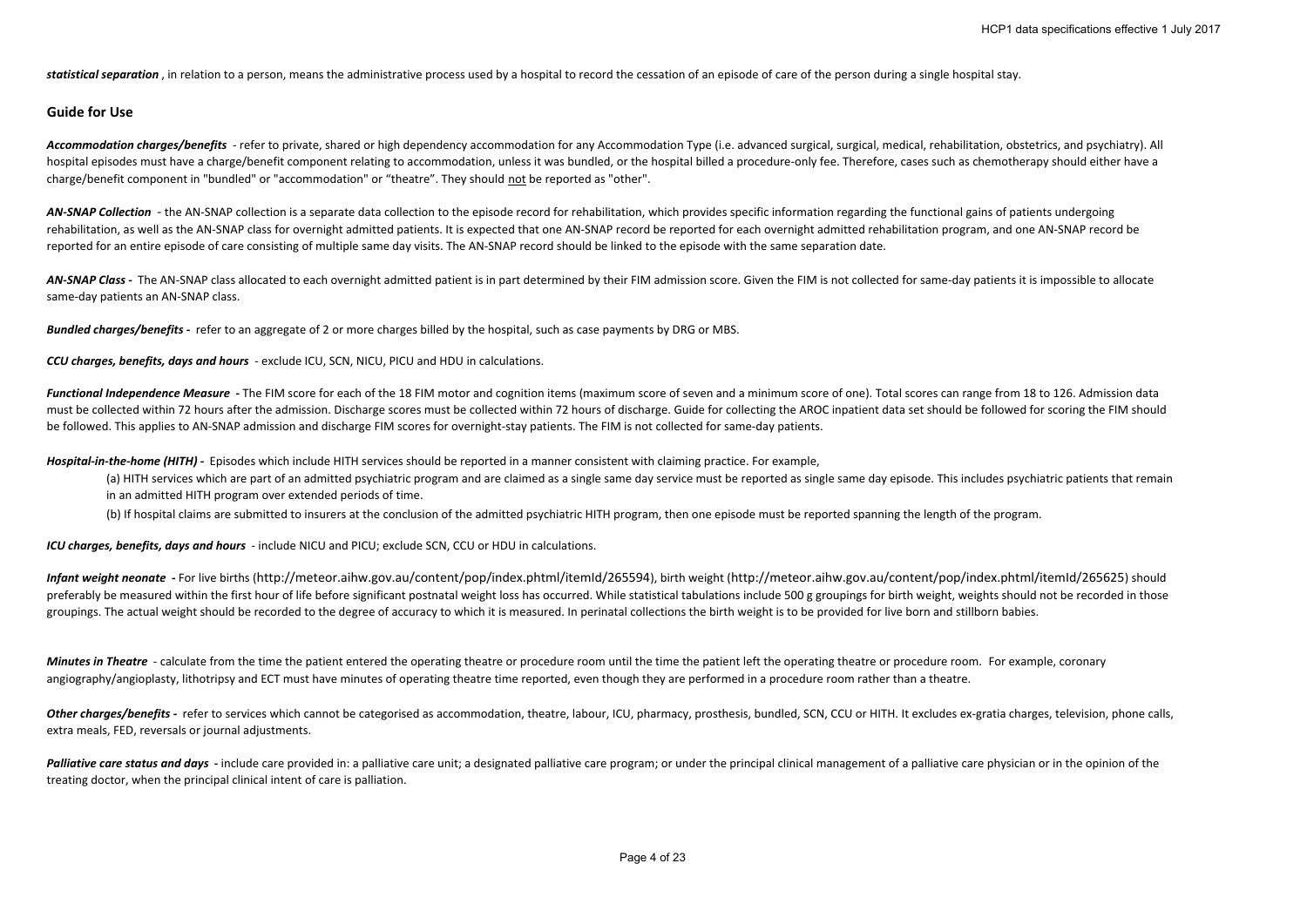***statistical separation*** , in relation to a person, means the administrative process used by a hospital to record the cessation of an episode of care of the person during a single hospital stay.

## Guide for Use

***Accommodation charges/benefits*** - refer to private, shared or high dependency accommodation for any Accommodation Type (i.e. advanced surgical, surgical, medical, rehabilitation, obstetrics, and psychiatry). All hospital episodes must have a charge/benefit component relating to accommodation, unless it was bundled, or the hospital billed a procedure-only fee. Therefore, cases such as chemotherapy should either have a charge/benefit component in "bundled" or "accommodation" or "theatre". They should not be reported as "other".

***AN-SNAP Collection*** - the AN-SNAP collection is a separate data collection to the episode record for rehabilitation, which provides specific information regarding the functional gains of patients undergoing rehabilitation, as well as the AN-SNAP class for overnight admitted patients. It is expected that one AN-SNAP record be reported for each overnight admitted rehabilitation program, and one AN-SNAP record be reported for an entire episode of care consisting of multiple same day visits. The AN-SNAP record should be linked to the episode with the same separation date.

***AN-SNAP Class -*** The AN-SNAP class allocated to each overnight admitted patient is in part determined by their FIM admission score. Given the FIM is not collected for same-day patients it is impossible to allocate same-day patients an AN-SNAP class.

***Bundled charges/benefits -*** refer to an aggregate of 2 or more charges billed by the hospital, such as case payments by DRG or MBS.

***CCU charges, benefits, days and hours*** - exclude ICU, SCN, NICU, PICU and HDU in calculations.

***Functional Independence Measure -*** The FIM score for each of the 18 FIM motor and cognition items (maximum score of seven and a minimum score of one). Total scores can range from 18 to 126. Admission data must be collected within 72 hours after the admission. Discharge scores must be collected within 72 hours of discharge. Guide for collecting the AROC inpatient data set should be followed for scoring the FIM should be followed. This applies to AN-SNAP admission and discharge FIM scores for overnight-stay patients. The FIM is not collected for same-day patients.

***Hospital-in-the-home (HITH) -*** Episodes which include HITH services should be reported in a manner consistent with claiming practice. For example,

(a) HITH services which are part of an admitted psychiatric program and are claimed as a single same day service must be reported as single same day episode. This includes psychiatric patients that remain in an admitted HITH program over extended periods of time.

(b) If hospital claims are submitted to insurers at the conclusion of the admitted psychiatric HITH program, then one episode must be reported spanning the length of the program.

***ICU charges, benefits, days and hours*** - include NICU and PICU; exclude SCN, CCU or HDU in calculations.

***Infant weight neonate -*** For live births (http://meteor.aihw.gov.au/content/pop/index.phtml/itemId/265594), birth weight (http://meteor.aihw.gov.au/content/pop/index.phtml/itemId/265625) should preferably be measured within the first hour of life before significant postnatal weight loss has occurred. While statistical tabulations include 500 g groupings for birth weight, weights should not be recorded in those groupings. The actual weight should be recorded to the degree of accuracy to which it is measured. In perinatal collections the birth weight is to be provided for live born and stillborn babies.

***Minutes in Theatre*** - calculate from the time the patient entered the operating theatre or procedure room until the time the patient left the operating theatre or procedure room. For example, coronary angiography/angioplasty, lithotripsy and ECT must have minutes of operating theatre time reported, even though they are performed in a procedure room rather than a theatre.

***Other charges/benefits -*** refer to services which cannot be categorised as accommodation, theatre, labour, ICU, pharmacy, prosthesis, bundled, SCN, CCU or HITH. It excludes ex-gratia charges, television, phone calls, extra meals, FED, reversals or journal adjustments.

***Palliative care status and days -*** include care provided in: a palliative care unit; a designated palliative care program; or under the principal clinical management of a palliative care physician or in the opinion of the treating doctor, when the principal clinical intent of care is palliation.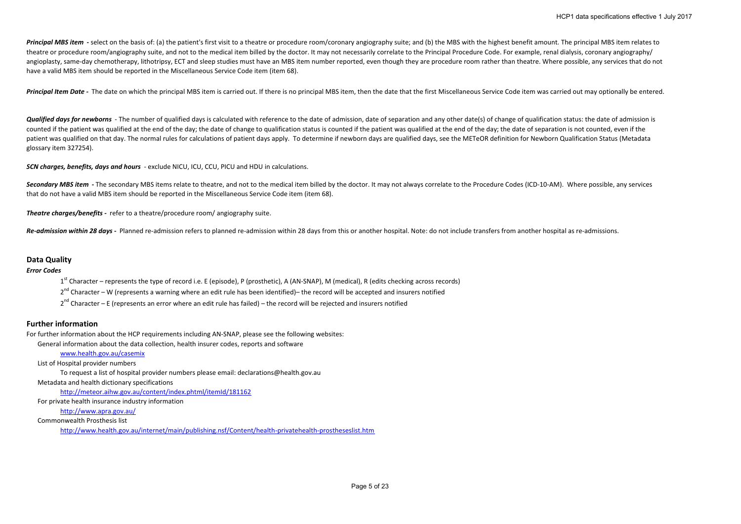***Principal MBS item*** **-** select on the basis of: (a) the patient's first visit to a theatre or procedure room/coronary angiography suite; and (b) the MBS with the highest benefit amount. The principal MBS item relates to theatre or procedure room/angiography suite, and not to the medical item billed by the doctor. It may not necessarily correlate to the Principal Procedure Code. For example, renal dialysis, coronary angiography/ angioplasty, same-day chemotherapy, lithotripsy, ECT and sleep studies must have an MBS item number reported, even though they are procedure room rather than theatre. Where possible, any services that do not have a valid MBS item should be reported in the Miscellaneous Service Code item (item 68).

***Principal Item Date*** **-** The date on which the principal MBS item is carried out. If there is no principal MBS item, then the date that the first Miscellaneous Service Code item was carried out may optionally be entered.

***Qualified days for newborns*** - The number of qualified days is calculated with reference to the date of admission, date of separation and any other date(s) of change of qualification status: the date of admission is counted if the patient was qualified at the end of the day; the date of change to qualification status is counted if the patient was qualified at the end of the day; the date of separation is not counted, even if the patient was qualified on that day. The normal rules for calculations of patient days apply. To determine if newborn days are qualified days, see the METeOR definition for Newborn Qualification Status (Metadata glossary item 327254).

***SCN charges, benefits, days and hours*** - exclude NICU, ICU, CCU, PICU and HDU in calculations.

***Secondary MBS item*** **-** The secondary MBS items relate to theatre, and not to the medical item billed by the doctor. It may not always correlate to the Procedure Codes (ICD-10-AM). Where possible, any services that do not have a valid MBS item should be reported in the Miscellaneous Service Code item (item 68).

***Theatre charges/benefits*** **-** refer to a theatre/procedure room/ angiography suite.

***Re-admission within 28 days*** **-** Planned re-admission refers to planned re-admission within 28 days from this or another hospital. Note: do not include transfers from another hospital as re-admissions.

## Data Quality

***Error Codes***

1st Character – represents the type of record i.e. E (episode), P (prosthetic), A (AN-SNAP), M (medical), R (edits checking across records)

2nd Character – W (represents a warning where an edit rule has been identified)– the record will be accepted and insurers notified

2nd Character – E (represents an error where an edit rule has failed) – the record will be rejected and insurers notified

## Further information

For further information about the HCP requirements including AN-SNAP, please see the following websites:

General information about the data collection, health insurer codes, reports and software

www.health.gov.au/casemix

List of Hospital provider numbers

To request a list of hospital provider numbers please email: declarations@health.gov.au

Metadata and health dictionary specifications

http://meteor.aihw.gov.au/content/index.phtml/itemId/181162

For private health insurance industry information

http://www.apra.gov.au/

Commonwealth Prosthesis list

http://www.health.gov.au/internet/main/publishing.nsf/Content/health-privatehealth-prostheseslist.htm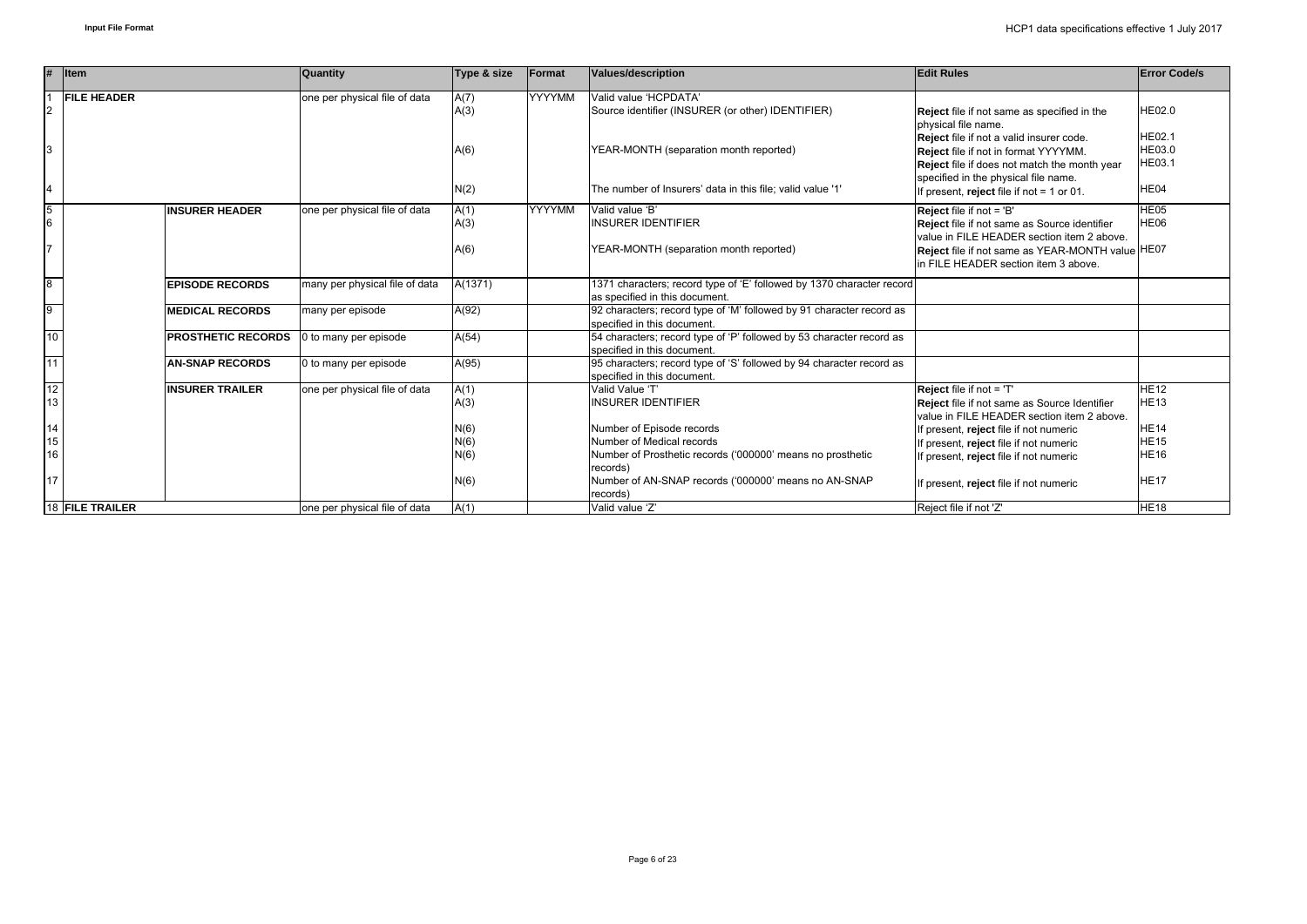| # | Item | | Quantity | Type & size | Format | Values/description | Edit Rules | Error Code/s |
|---|---|---|---|---|---|---|---|---|
| 1 | FILE HEADER | | one per physical file of data | A(7) | YYYYMM | Valid value 'HCPDATA' | | |
| 2 | | | | A(3) | | Source identifier (INSURER (or other) IDENTIFIER) | **Reject** file if not same as specified in the physical file name. | HE02.0 |
| | | | | | | | **Reject** file if not a valid insurer code. | HE02.1 |
| 3 | | | | A(6) | | YEAR-MONTH (separation month reported) | **Reject** file if not in format YYYYMM. | HE03.0 |
| | | | | | | | **Reject** file if does not match the month year specified in the physical file name. | HE03.1 |
| 4 | | | | N(2) | | The number of Insurers' data in this file; valid value '1' | If present, **reject** file if not = 1 or 01. | HE04 |
| 5 | | INSURER HEADER | one per physical file of data | A(1) | YYYYMM | Valid value 'B' | **Reject** file if not = 'B' | HE05 |
| 6 | | | | A(3) | | INSURER IDENTIFIER | **Reject** file if not same as Source identifier value in FILE HEADER section item 2 above. | HE06 |
| 7 | | | | A(6) | | YEAR-MONTH (separation month reported) | **Reject** file if not same as YEAR-MONTH value in FILE HEADER section item 3 above. | HE07 |
| 8 | | EPISODE RECORDS | many per physical file of data | A(1371) | | 1371 characters; record type of 'E' followed by 1370 character record as specified in this document. | | |
| 9 | | MEDICAL RECORDS | many per episode | A(92) | | 92 characters; record type of 'M' followed by 91 character record as specified in this document. | | |
| 10 | | PROSTHETIC RECORDS | 0 to many per episode | A(54) | | 54 characters; record type of 'P' followed by 53 character record as specified in this document. | | |
| 11 | | AN-SNAP RECORDS | 0 to many per episode | A(95) | | 95 characters; record type of 'S' followed by 94 character record as specified in this document. | | |
| 12 | | INSURER TRAILER | one per physical file of data | A(1) | | Valid Value 'T' | **Reject** file if not = 'T' | HE12 |
| 13 | | | | A(3) | | INSURER IDENTIFIER | **Reject** file if not same as Source Identifier value in FILE HEADER section item 2 above. | HE13 |
| 14 | | | | N(6) | | Number of Episode records | If present, **reject** file if not numeric | HE14 |
| 15 | | | | N(6) | | Number of Medical records | If present, **reject** file if not numeric | HE15 |
| 16 | | | | N(6) | | Number of Prosthetic records ('000000' means no prosthetic records) | If present, **reject** file if not numeric | HE16 |
| 17 | | | | N(6) | | Number of AN-SNAP records ('000000' means no AN-SNAP records) | If present, **reject** file if not numeric | HE17 |
| 18 | FILE TRAILER | | one per physical file of data | A(1) | | Valid value 'Z' | Reject file if not 'Z' | HE18 |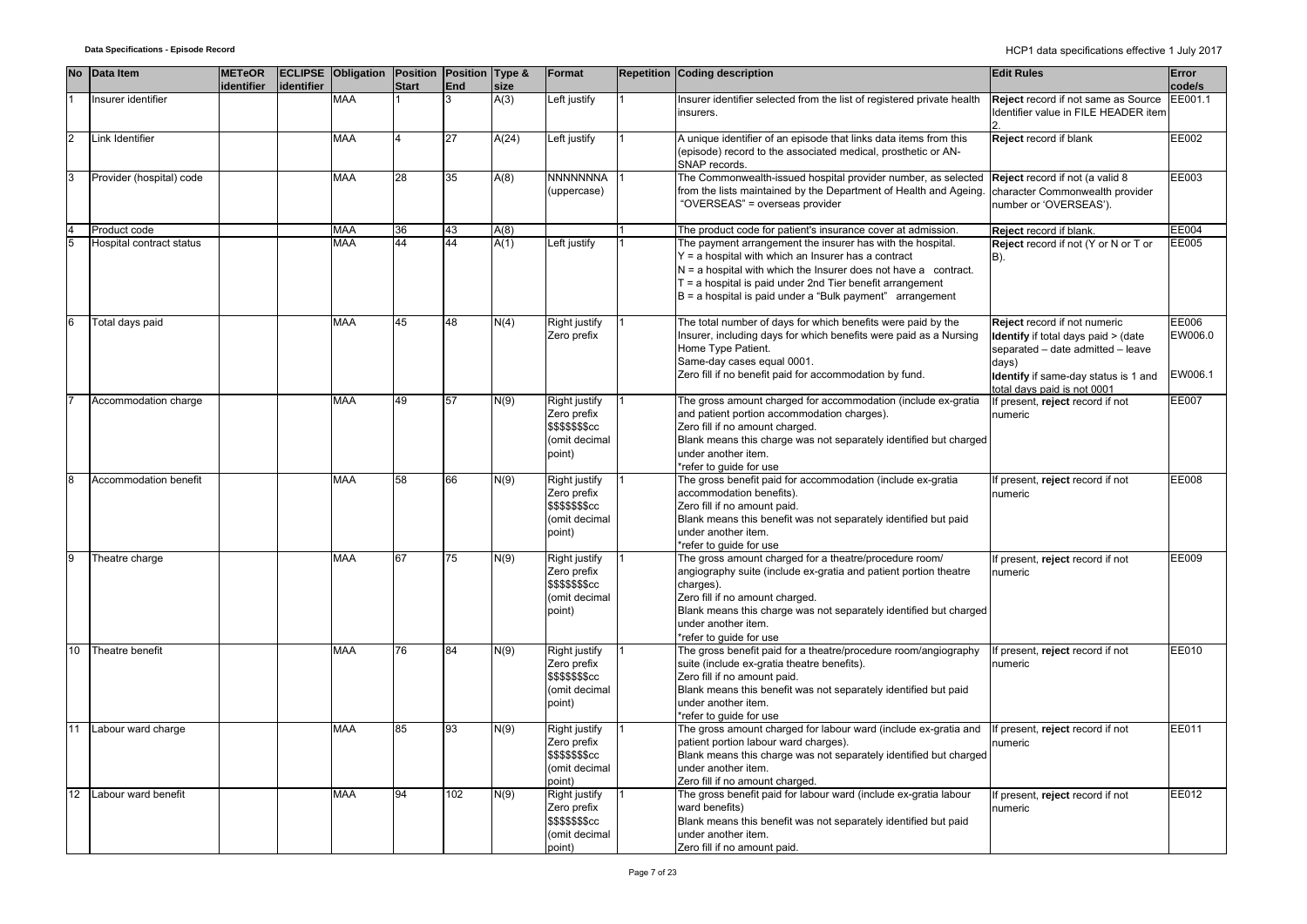| No | Data Item | METeOR identifier | ECLIPSE identifier | Obligation | Position Start | Position End | Type & size | Format | Repetition | Coding description | Edit Rules | Error code/s |
|---|---|---|---|---|---|---|---|---|---|---|---|---|
| 1 | Insurer identifier | | | MAA | 1 | 3 | A(3) | Left justify | 1 | Insurer identifier selected from the list of registered private health insurers. | **Reject** record if not same as Source Identifier value in FILE HEADER item 2. | EE001.1 |
| 2 | Link Identifier | | | MAA | 4 | 27 | A(24) | Left justify | 1 | A unique identifier of an episode that links data items from this (episode) record to the associated medical, prosthetic or AN-SNAP records. | **Reject** record if blank | EE002 |
| 3 | Provider (hospital) code | | | MAA | 28 | 35 | A(8) | NNNNNNNA (uppercase) | 1 | The Commonwealth-issued hospital provider number, as selected from the lists maintained by the Department of Health and Ageing. "OVERSEAS" = overseas provider | **Reject** record if not (a valid 8 character Commonwealth provider number or 'OVERSEAS'). | EE003 |
| 4 | Product code | | | MAA | 36 | 43 | A(8) | | 1 | The product code for patient's insurance cover at admission. | **Reject** record if blank. | EE004 |
| 5 | Hospital contract status | | | MAA | 44 | 44 | A(1) | Left justify | 1 | The payment arrangement the insurer has with the hospital.<br>Y = a hospital with which an Insurer has a contract<br>N = a hospital with which the Insurer does not have a contract.<br>T = a hospital is paid under 2nd Tier benefit arrangement<br>B = a hospital is paid under a "Bulk payment" arrangement | **Reject** record if not (Y or N or T or B). | EE005 |
| 6 | Total days paid | | | MAA | 45 | 48 | N(4) | Right justify Zero prefix | 1 | The total number of days for which benefits were paid by the Insurer, including days for which benefits were paid as a Nursing Home Type Patient.<br>Same-day cases equal 0001.<br>Zero fill if no benefit paid for accommodation by fund. | **Reject** record if not numeric<br>**Identify** if total days paid > (date separated – date admitted – leave days)<br>**Identify** if same-day status is 1 and total days paid is not 0001 | EE006<br>EW006.0<br>EW006.1 |
| 7 | Accommodation charge | | | MAA | 49 | 57 | N(9) | Right justify Zero prefix $$$$$$$cc (omit decimal point) | 1 | The gross amount charged for accommodation (include ex-gratia and patient portion accommodation charges).<br>Zero fill if no amount charged.<br>Blank means this charge was not separately identified but charged under another item.<br>*refer to guide for use | If present, **reject** record if not numeric | EE007 |
| 8 | Accommodation benefit | | | MAA | 58 | 66 | N(9) | Right justify Zero prefix $$$$$$$cc (omit decimal point) | 1 | The gross benefit paid for accommodation (include ex-gratia accommodation benefits).<br>Zero fill if no amount paid.<br>Blank means this benefit was not separately identified but paid under another item.<br>*refer to guide for use | If present, **reject** record if not numeric | EE008 |
| 9 | Theatre charge | | | MAA | 67 | 75 | N(9) | Right justify Zero prefix $$$$$$$cc (omit decimal point) | 1 | The gross amount charged for a theatre/procedure room/ angiography suite (include ex-gratia and patient portion theatre charges).<br>Zero fill if no amount charged.<br>Blank means this charge was not separately identified but charged under another item.<br>*refer to guide for use | If present, **reject** record if not numeric | EE009 |
| 10 | Theatre benefit | | | MAA | 76 | 84 | N(9) | Right justify Zero prefix $$$$$$$cc (omit decimal point) | 1 | The gross benefit paid for a theatre/procedure room/angiography suite (include ex-gratia theatre benefits).<br>Zero fill if no amount paid.<br>Blank means this benefit was not separately identified but paid under another item.<br>*refer to guide for use | If present, **reject** record if not numeric | EE010 |
| 11 | Labour ward charge | | | MAA | 85 | 93 | N(9) | Right justify Zero prefix $$$$$$$cc (omit decimal point) | 1 | The gross amount charged for labour ward (include ex-gratia and patient portion labour ward charges).<br>Blank means this charge was not separately identified but charged under another item.<br>Zero fill if no amount charged. | If present, **reject** record if not numeric | EE011 |
| 12 | Labour ward benefit | | | MAA | 94 | 102 | N(9) | Right justify Zero prefix $$$$$$$cc (omit decimal point) | 1 | The gross benefit paid for labour ward (include ex-gratia labour ward benefits)<br>Blank means this benefit was not separately identified but paid under another item.<br>Zero fill if no amount paid. | If present, **reject** record if not numeric | EE012 |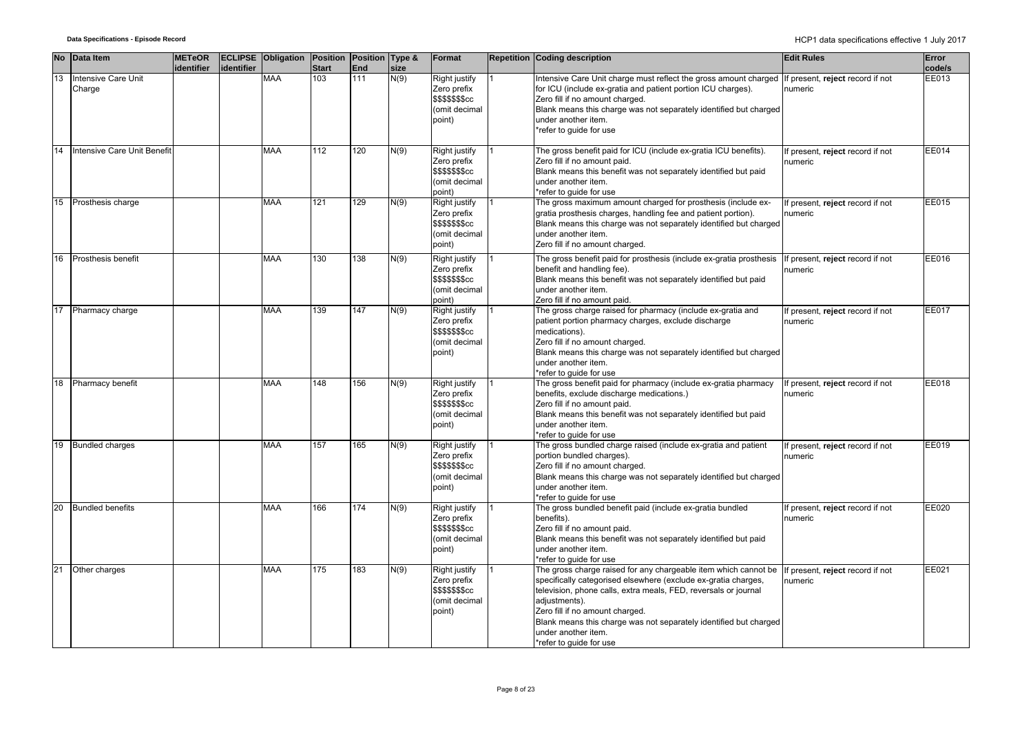| No | Data Item | METeOR identifier | ECLIPSE identifier | Obligation | Position Start | Position End | Type & size | Format | Repetition | Coding description | Edit Rules | Error code/s |
|---|---|---|---|---|---|---|---|---|---|---|---|---|
| 13 | Intensive Care Unit Charge | | | MAA | 103 | 111 | N(9) | Right justify Zero prefix $$$$$$$cc (omit decimal point) | 1 | Intensive Care Unit charge must reflect the gross amount charged for ICU (include ex-gratia and patient portion ICU charges).<br>Zero fill if no amount charged.<br>Blank means this charge was not separately identified but charged under another item.<br>*refer to guide for use | If present, **reject** record if not numeric | EE013 |
| 14 | Intensive Care Unit Benefit | | | MAA | 112 | 120 | N(9) | Right justify Zero prefix $$$$$$$cc (omit decimal point) | 1 | The gross benefit paid for ICU (include ex-gratia ICU benefits).<br>Zero fill if no amount paid.<br>Blank means this benefit was not separately identified but paid under another item.<br>*refer to guide for use | If present, **reject** record if not numeric | EE014 |
| 15 | Prosthesis charge | | | MAA | 121 | 129 | N(9) | Right justify Zero prefix $$$$$$$cc (omit decimal point) | 1 | The gross maximum amount charged for prosthesis (include ex-gratia prosthesis charges, handling fee and patient portion).<br>Blank means this charge was not separately identified but charged under another item.<br>Zero fill if no amount charged. | If present, **reject** record if not numeric | EE015 |
| 16 | Prosthesis benefit | | | MAA | 130 | 138 | N(9) | Right justify Zero prefix $$$$$$$cc (omit decimal point) | 1 | The gross benefit paid for prosthesis (include ex-gratia prosthesis benefit and handling fee).<br>Blank means this benefit was not separately identified but paid under another item.<br>Zero fill if no amount paid. | If present, **reject** record if not numeric | EE016 |
| 17 | Pharmacy charge | | | MAA | 139 | 147 | N(9) | Right justify Zero prefix $$$$$$$cc (omit decimal point) | 1 | The gross charge raised for pharmacy (include ex-gratia and patient portion pharmacy charges, exclude discharge medications).<br>Zero fill if no amount charged.<br>Blank means this charge was not separately identified but charged under another item.<br>*refer to guide for use | If present, **reject** record if not numeric | EE017 |
| 18 | Pharmacy benefit | | | MAA | 148 | 156 | N(9) | Right justify Zero prefix $$$$$$$cc (omit decimal point) | 1 | The gross benefit paid for pharmacy (include ex-gratia pharmacy benefits, exclude discharge medications.)<br>Zero fill if no amount paid.<br>Blank means this benefit was not separately identified but paid under another item.<br>*refer to guide for use | If present, **reject** record if not numeric | EE018 |
| 19 | Bundled charges | | | MAA | 157 | 165 | N(9) | Right justify Zero prefix $$$$$$$cc (omit decimal point) | 1 | The gross bundled charge raised (include ex-gratia and patient portion bundled charges).<br>Zero fill if no amount charged.<br>Blank means this charge was not separately identified but charged under another item.<br>*refer to guide for use | If present, **reject** record if not numeric | EE019 |
| 20 | Bundled benefits | | | MAA | 166 | 174 | N(9) | Right justify Zero prefix $$$$$$$cc (omit decimal point) | 1 | The gross bundled benefit paid (include ex-gratia bundled benefits).<br>Zero fill if no amount paid.<br>Blank means this benefit was not separately identified but paid under another item.<br>*refer to guide for use | If present, **reject** record if not numeric | EE020 |
| 21 | Other charges | | | MAA | 175 | 183 | N(9) | Right justify Zero prefix $$$$$$$cc (omit decimal point) | 1 | The gross charge raised for any chargeable item which cannot be specifically categorised elsewhere (exclude ex-gratia charges, television, phone calls, extra meals, FED, reversals or journal adjustments).<br>Zero fill if no amount charged.<br>Blank means this charge was not separately identified but charged under another item.<br>*refer to guide for use | If present, **reject** record if not numeric | EE021 |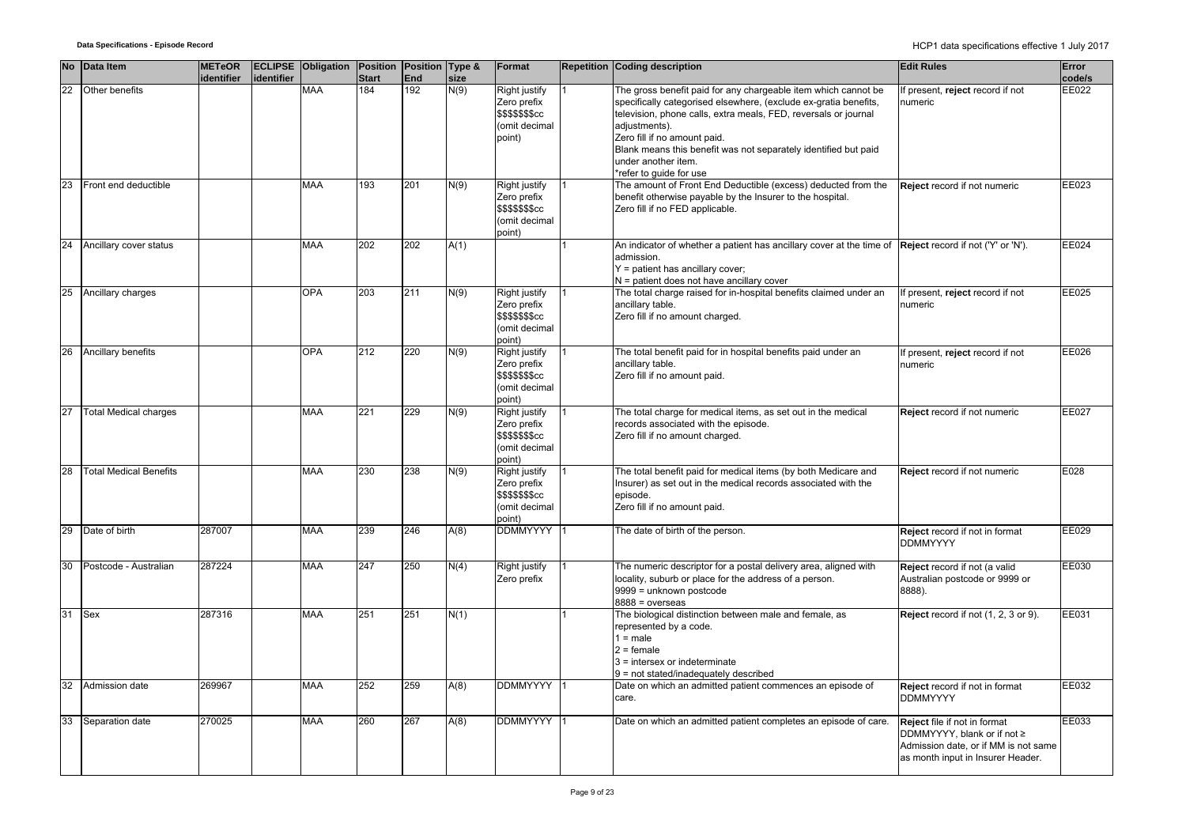| No | Data Item | METeOR identifier | ECLIPSE identifier | Obligation | Position Start | Position End | Type & size | Format | Repetition | Coding description | Edit Rules | Error code/s |
|---|---|---|---|---|---|---|---|---|---|---|---|---|
| 22 | Other benefits | | | MAA | 184 | 192 | N(9) | Right justify Zero prefix $$$$$$$cc (omit decimal point) | 1 | The gross benefit paid for any chargeable item which cannot be specifically categorised elsewhere, (exclude ex-gratia benefits, television, phone calls, extra meals, FED, reversals or journal adjustments).<br>Zero fill if no amount paid.<br>Blank means this benefit was not separately identified but paid under another item.<br>*refer to guide for use | If present, **reject** record if not numeric | EE022 |
| 23 | Front end deductible | | | MAA | 193 | 201 | N(9) | Right justify Zero prefix $$$$$$$cc (omit decimal point) | 1 | The amount of Front End Deductible (excess) deducted from the benefit otherwise payable by the Insurer to the hospital.<br>Zero fill if no FED applicable. | **Reject** record if not numeric | EE023 |
| 24 | Ancillary cover status | | | MAA | 202 | 202 | A(1) | | 1 | An indicator of whether a patient has ancillary cover at the time of admission.<br>Y = patient has ancillary cover;<br>N = patient does not have ancillary cover | **Reject** record if not ('Y' or 'N'). | EE024 |
| 25 | Ancillary charges | | | OPA | 203 | 211 | N(9) | Right justify Zero prefix $$$$$$$cc (omit decimal point) | 1 | The total charge raised for in-hospital benefits claimed under an ancillary table.<br>Zero fill if no amount charged. | If present, **reject** record if not numeric | EE025 |
| 26 | Ancillary benefits | | | OPA | 212 | 220 | N(9) | Right justify Zero prefix $$$$$$$cc (omit decimal point) | 1 | The total benefit paid for in hospital benefits paid under an ancillary table.<br>Zero fill if no amount paid. | If present, **reject** record if not numeric | EE026 |
| 27 | Total Medical charges | | | MAA | 221 | 229 | N(9) | Right justify Zero prefix $$$$$$$cc (omit decimal point) | 1 | The total charge for medical items, as set out in the medical records associated with the episode.<br>Zero fill if no amount charged. | **Reject** record if not numeric | EE027 |
| 28 | Total Medical Benefits | | | MAA | 230 | 238 | N(9) | Right justify Zero prefix $$$$$$$cc (omit decimal point) | 1 | The total benefit paid for medical items (by both Medicare and Insurer) as set out in the medical records associated with the episode.<br>Zero fill if no amount paid. | **Reject** record if not numeric | E028 |
| 29 | Date of birth | 287007 | | MAA | 239 | 246 | A(8) | DDMMYYYY | 1 | The date of birth of the person. | **Reject** record if not in format DDMMYYYY | EE029 |
| 30 | Postcode - Australian | 287224 | | MAA | 247 | 250 | N(4) | Right justify Zero prefix | 1 | The numeric descriptor for a postal delivery area, aligned with locality, suburb or place for the address of a person.<br>9999 = unknown postcode<br>8888 = overseas | **Reject** record if not (a valid Australian postcode or 9999 or 8888). | EE030 |
| 31 | Sex | 287316 | | MAA | 251 | 251 | N(1) | | 1 | The biological distinction between male and female, as represented by a code.<br>1 = male<br>2 = female<br>3 = intersex or indeterminate<br>9 = not stated/inadequately described | **Reject** record if not (1, 2, 3 or 9). | EE031 |
| 32 | Admission date | 269967 | | MAA | 252 | 259 | A(8) | DDMMYYYY | 1 | Date on which an admitted patient commences an episode of care. | **Reject** record if not in format DDMMYYYY | EE032 |
| 33 | Separation date | 270025 | | MAA | 260 | 267 | A(8) | DDMMYYYY | 1 | Date on which an admitted patient completes an episode of care. | **Reject** file if not in format DDMMYYYY, blank or if not ≥ Admission date, or if MM is not same as month input in Insurer Header. | EE033 |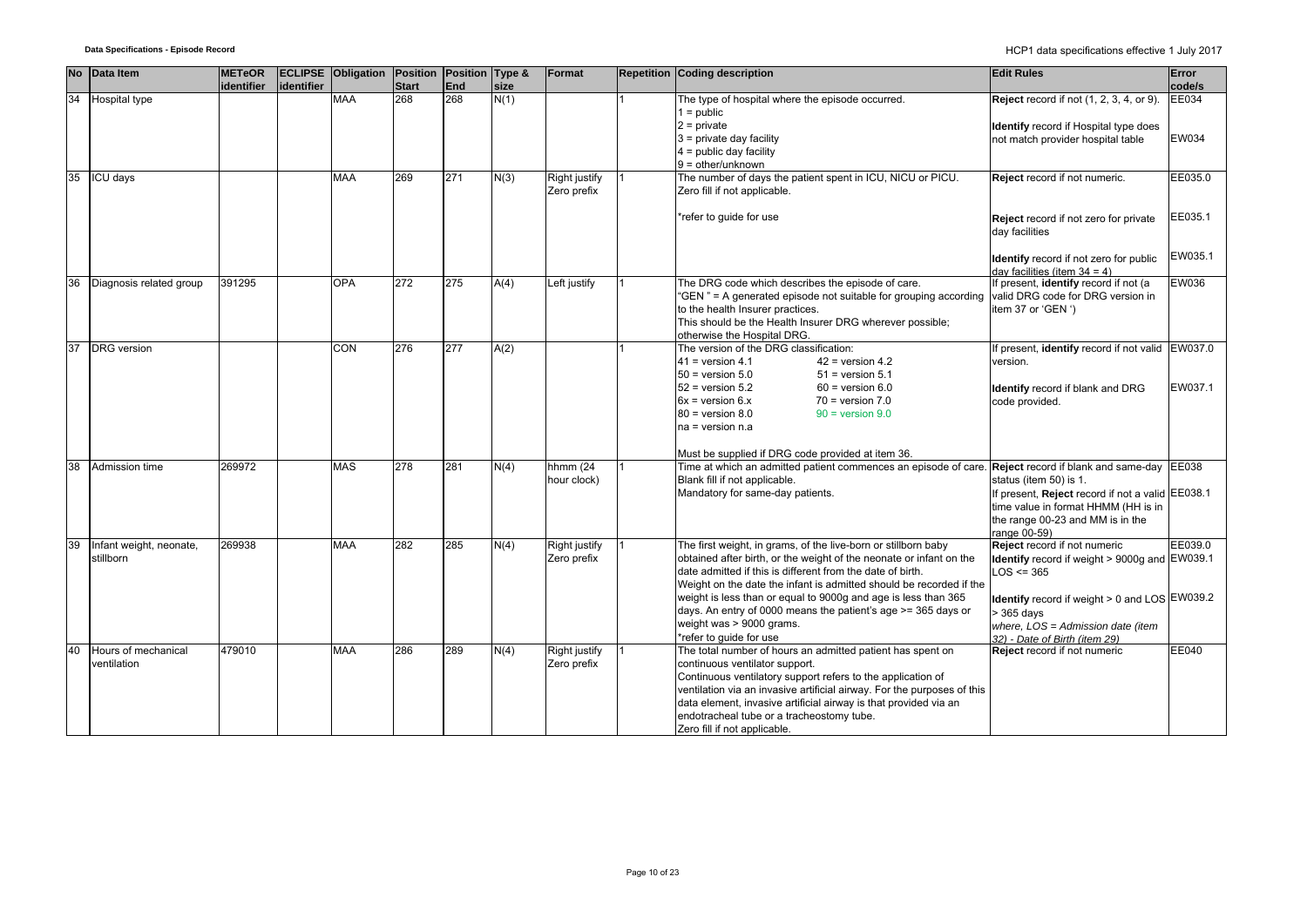| No | Data Item | METeOR identifier | ECLIPSE identifier | Obligation | Position Start | Position End | Type & size | Format | Repetition | Coding description | Edit Rules | Error code/s |
|---|---|---|---|---|---|---|---|---|---|---|---|---|
| 34 | Hospital type | | | MAA | 268 | 268 | N(1) | | 1 | The type of hospital where the episode occurred.<br>1 = public<br>2 = private<br>3 = private day facility<br>4 = public day facility<br>9 = other/unknown | **Reject** record if not (1, 2, 3, 4, or 9).<br><br>**Identify** record if Hospital type does not match provider hospital table | EE034<br><br>EW034 |
| 35 | ICU days | | | MAA | 269 | 271 | N(3) | Right justify Zero prefix | 1 | The number of days the patient spent in ICU, NICU or PICU. Zero fill if not applicable.<br><br>*refer to guide for use | **Reject** record if not numeric.<br><br>**Reject** record if not zero for private day facilities<br><br>**Identify** record if not zero for public day facilities (item 34 = 4) | EE035.0<br><br>EE035.1<br><br>EW035.1 |
| 36 | Diagnosis related group | 391295 | | OPA | 272 | 275 | A(4) | Left justify | 1 | The DRG code which describes the episode of care.<br>"GEN " = A generated episode not suitable for grouping according to the health Insurer practices.<br>This should be the Health Insurer DRG wherever possible; otherwise the Hospital DRG. | If present, **identify** record if not (a valid DRG code for DRG version in item 37 or 'GEN ') | EW036 |
| 37 | DRG version | | | CON | 276 | 277 | A(2) | | 1 | The version of the DRG classification:<br>41 = version 4.1 42 = version 4.2<br>50 = version 5.0 51 = version 5.1<br>52 = version 5.2 60 = version 6.0<br>6x = version 6.x 70 = version 7.0<br>80 = version 8.0 90 = version 9.0<br>na = version n.a<br><br>Must be supplied if DRG code provided at item 36. | If present, **identify** record if not valid version.<br><br>**Identify** record if blank and DRG code provided. | EW037.0<br><br>EW037.1 |
| 38 | Admission time | 269972 | | MAS | 278 | 281 | N(4) | hhmm (24 hour clock) | 1 | Time at which an admitted patient commences an episode of care.<br>Blank fill if not applicable.<br>Mandatory for same-day patients. | **Reject** record if blank and same-day status (item 50) is 1.<br>If present, **Reject** record if not a valid time value in format HHMM (HH is in the range 00-23 and MM is in the range 00-59) | EE038<br><br>EE038.1 |
| 39 | Infant weight, neonate, stillborn | 269938 | | MAA | 282 | 285 | N(4) | Right justify Zero prefix | 1 | The first weight, in grams, of the live-born or stillborn baby obtained after birth, or the weight of the neonate or infant on the date admitted if this is different from the date of birth.<br>Weight on the date the infant is admitted should be recorded if the weight is less than or equal to 9000g and age is less than 365 days. An entry of 0000 means the patient's age >= 365 days or weight was > 9000 grams.<br>*refer to guide for use | **Reject** record if not numeric<br>**Identify** record if weight > 9000g and LOS <= 365<br><br>**Identify** record if weight > 0 and LOS > 365 days<br>*where, LOS = Admission date (item 32) - Date of Birth (item 29)* | EE039.0<br>EW039.1<br><br>EW039.2 |
| 40 | Hours of mechanical ventilation | 479010 | | MAA | 286 | 289 | N(4) | Right justify Zero prefix | 1 | The total number of hours an admitted patient has spent on continuous ventilator support.<br>Continuous ventilatory support refers to the application of ventilation via an invasive artificial airway. For the purposes of this data element, invasive artificial airway is that provided via an endotracheal tube or a tracheostomy tube.<br>Zero fill if not applicable. | **Reject** record if not numeric | EE040 |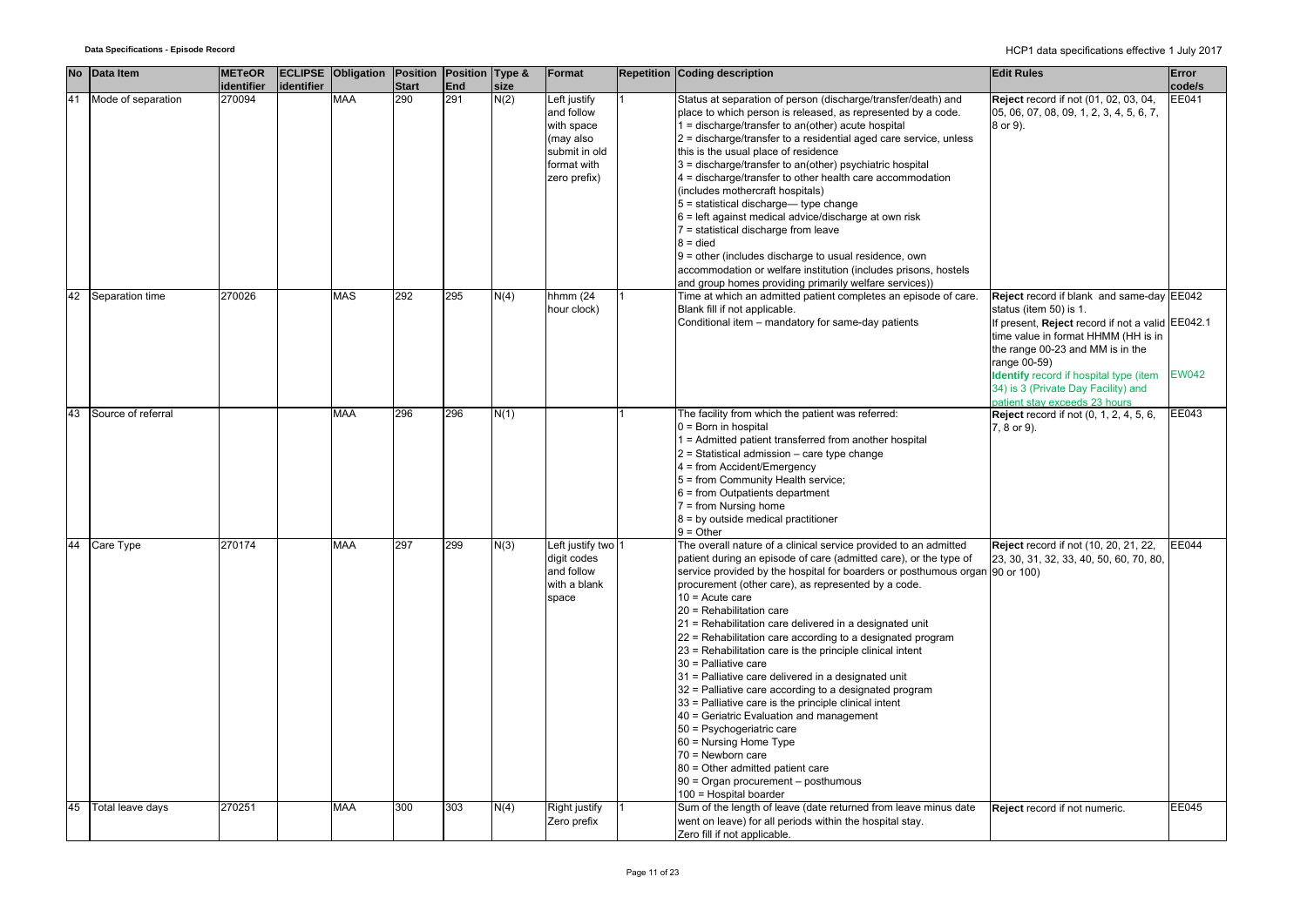| No | Data Item | METeOR identifier | ECLIPSE identifier | Obligation | Position Start | Position End | Type & size | Format | Repetition | Coding description | Edit Rules | Error code/s |
|---|---|---|---|---|---|---|---|---|---|---|---|---|
| 41 | Mode of separation | 270094 | | MAA | 290 | 291 | N(2) | Left justify and follow with space (may also submit in old format with zero prefix) | 1 | Status at separation of person (discharge/transfer/death) and place to which person is released, as represented by a code.<br>1 = discharge/transfer to an(other) acute hospital<br>2 = discharge/transfer to a residential aged care service, unless this is the usual place of residence<br>3 = discharge/transfer to an(other) psychiatric hospital<br>4 = discharge/transfer to other health care accommodation (includes mothercraft hospitals)<br>5 = statistical discharge— type change<br>6 = left against medical advice/discharge at own risk<br>7 = statistical discharge from leave<br>8 = died<br>9 = other (includes discharge to usual residence, own accommodation or welfare institution (includes prisons, hostels and group homes providing primarily welfare services)) | **Reject** record if not (01, 02, 03, 04, 05, 06, 07, 08, 09, 1, 2, 3, 4, 5, 6, 7, 8 or 9). | EE041 |
| 42 | Separation time | 270026 | | MAS | 292 | 295 | N(4) | hhmm (24 hour clock) | 1 | Time at which an admitted patient completes an episode of care. Blank fill if not applicable.<br>Conditional item – mandatory for same-day patients | **Reject** record if blank and same-day status (item 50) is 1.<br>If present, **Reject** record if not a valid time value in format HHMM (HH is in the range 00-23 and MM is in the range 00-59)<br>**Identify** record if hospital type (item 34) is 3 (Private Day Facility) and patient stay exceeds 23 hours | EE042<br>EE042.1<br>EW042 |
| 43 | Source of referral | | | MAA | 296 | 296 | N(1) | | 1 | The facility from which the patient was referred:<br>0 = Born in hospital<br>1 = Admitted patient transferred from another hospital<br>2 = Statistical admission – care type change<br>4 = from Accident/Emergency<br>5 = from Community Health service;<br>6 = from Outpatients department<br>7 = from Nursing home<br>8 = by outside medical practitioner<br>9 = Other | **Reject** record if not (0, 1, 2, 4, 5, 6, 7, 8 or 9). | EE043 |
| 44 | Care Type | 270174 | | MAA | 297 | 299 | N(3) | Left justify two digit codes and follow with a blank space | 1 | The overall nature of a clinical service provided to an admitted patient during an episode of care (admitted care), or the type of service provided by the hospital for boarders or posthumous organ procurement (other care), as represented by a code.<br>10 = Acute care<br>20 = Rehabilitation care<br>21 = Rehabilitation care delivered in a designated unit<br>22 = Rehabilitation care according to a designated program<br>23 = Rehabilitation care is the principle clinical intent<br>30 = Palliative care<br>31 = Palliative care delivered in a designated unit<br>32 = Palliative care according to a designated program<br>33 = Palliative care is the principle clinical intent<br>40 = Geriatric Evaluation and management<br>50 = Psychogeriatric care<br>60 = Nursing Home Type<br>70 = Newborn care<br>80 = Other admitted patient care<br>90 = Organ procurement – posthumous<br>100 = Hospital boarder | **Reject** record if not (10, 20, 21, 22, 23, 30, 31, 32, 33, 40, 50, 60, 70, 80, 90 or 100) | EE044 |
| 45 | Total leave days | 270251 | | MAA | 300 | 303 | N(4) | Right justify Zero prefix | 1 | Sum of the length of leave (date returned from leave minus date went on leave) for all periods within the hospital stay.<br>Zero fill if not applicable. | **Reject** record if not numeric. | EE045 |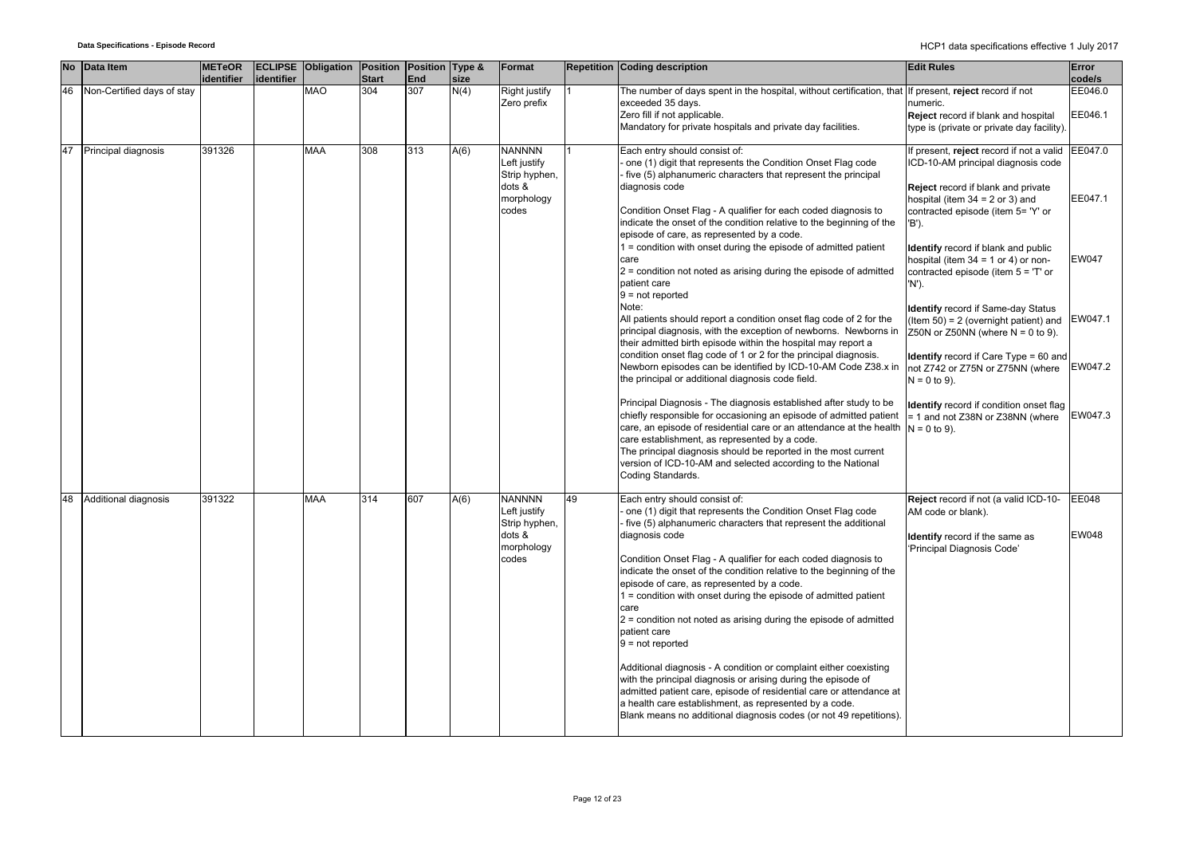| No | Data Item | METeOR identifier | ECLIPSE identifier | Obligation | Position Start | Position End | Type & size | Format | Repetition | Coding description | Edit Rules | Error code/s |
|---|---|---|---|---|---|---|---|---|---|---|---|---|
| 46 | Non-Certified days of stay | | | MAO | 304 | 307 | N(4) | Right justify Zero prefix | 1 | The number of days spent in the hospital, without certification, that exceeded 35 days.<br>Zero fill if not applicable.<br>Mandatory for private hospitals and private day facilities. | If present, **reject** record if not numeric.<br><br>**Reject** record if blank and hospital type is (private or private day facility). | EE046.0<br><br>EE046.1 |
| 47 | Principal diagnosis | 391326 | | MAA | 308 | 313 | A(6) | NANNNN Left justify Strip hyphen, dots & morphology codes | 1 | Each entry should consist of:<br>- one (1) digit that represents the Condition Onset Flag code<br>- five (5) alphanumeric characters that represent the principal diagnosis code<br><br>Condition Onset Flag - A qualifier for each coded diagnosis to indicate the onset of the condition relative to the beginning of the episode of care, as represented by a code.<br>1 = condition with onset during the episode of admitted patient care<br>2 = condition not noted as arising during the episode of admitted patient care<br>9 = not reported<br>Note:<br>All patients should report a condition onset flag code of 2 for the principal diagnosis, with the exception of newborns. Newborns in their admitted birth episode within the hospital may report a condition onset flag code of 1 or 2 for the principal diagnosis. Newborn episodes can be identified by ICD-10-AM Code Z38.x in the principal or additional diagnosis code field.<br><br>Principal Diagnosis - The diagnosis established after study to be chiefly responsible for occasioning an episode of admitted patient care, an episode of residential care or an attendance at the health care establishment, as represented by a code.<br>The principal diagnosis should be reported in the most current version of ICD-10-AM and selected according to the National Coding Standards. | If present, **reject** record if not a valid ICD-10-AM principal diagnosis code<br><br>**Reject** record if blank and private hospital (item 34 = 2 or 3) and contracted episode (item 5= 'Y' or 'B').<br><br>**Identify** record if blank and public hospital (item 34 = 1 or 4) or non-contracted episode (item 5 = 'T' or 'N').<br><br>**Identify** record if Same-day Status (Item 50) = 2 (overnight patient) and Z50N or Z50NN (where N = 0 to 9).<br><br>**Identify** record if Care Type = 60 and not Z742 or Z75N or Z75NN (where N = 0 to 9).<br><br>**Identify** record if condition onset flag = 1 and not Z38N or Z38NN (where N = 0 to 9). | EE047.0<br><br>EE047.1<br><br>EW047<br><br>EW047.1<br><br>EW047.2<br><br>EW047.3 |
| 48 | Additional diagnosis | 391322 | | MAA | 314 | 607 | A(6) | NANNNN Left justify Strip hyphen, dots & morphology codes | 49 | Each entry should consist of:<br>- one (1) digit that represents the Condition Onset Flag code<br>- five (5) alphanumeric characters that represent the additional diagnosis code<br><br>Condition Onset Flag - A qualifier for each coded diagnosis to indicate the onset of the condition relative to the beginning of the episode of care, as represented by a code.<br>1 = condition with onset during the episode of admitted patient care<br>2 = condition not noted as arising during the episode of admitted patient care<br>9 = not reported<br><br>Additional diagnosis - A condition or complaint either coexisting with the principal diagnosis or arising during the episode of admitted patient care, episode of residential care or attendance at a health care establishment, as represented by a code.<br>Blank means no additional diagnosis codes (or not 49 repetitions). | **Reject** record if not (a valid ICD-10-AM code or blank).<br><br>**Identify** record if the same as 'Principal Diagnosis Code' | EE048<br><br>EW048 |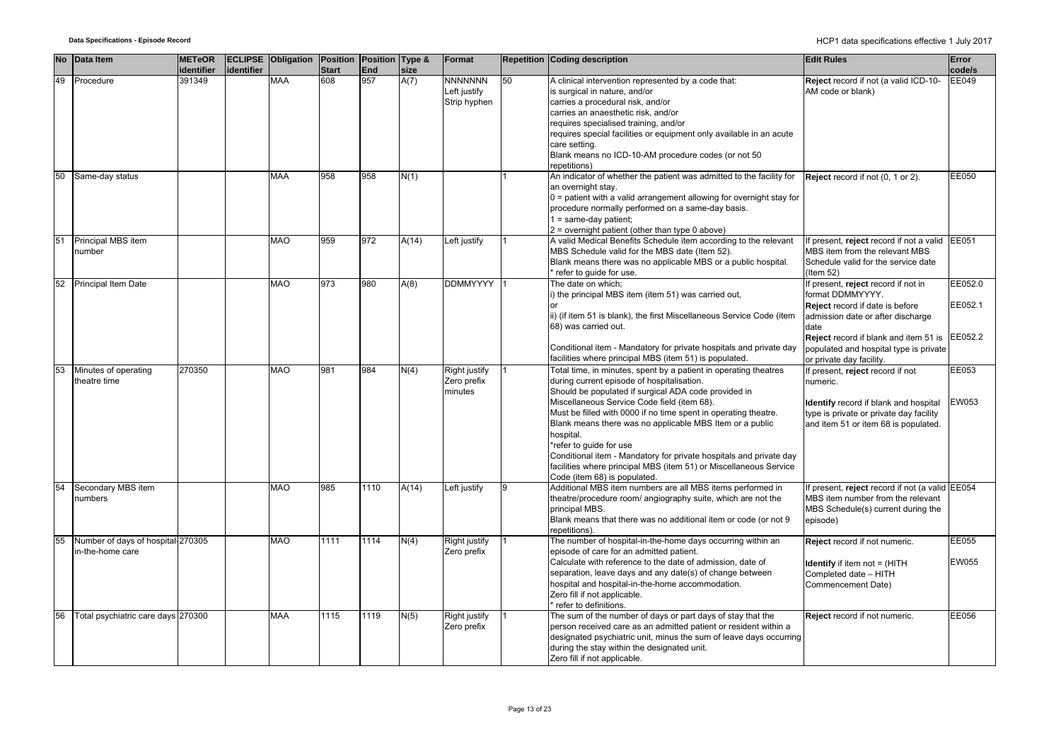| No | Data Item | METeOR identifier | ECLIPSE identifier | Obligation | Position Start | Position End | Type & size | Format | Repetition | Coding description | Edit Rules | Error code/s |
|---|---|---|---|---|---|---|---|---|---|---|---|---|
| 49 | Procedure | 391349 | | MAA | 608 | 957 | A(7) | NNNNNNN<br>Left justify<br>Strip hyphen | 50 | A clinical intervention represented by a code that:<br>is surgical in nature, and/or<br>carries a procedural risk, and/or<br>carries an anaesthetic risk, and/or<br>requires specialised training, and/or<br>requires special facilities or equipment only available in an acute care setting.<br>Blank means no ICD-10-AM procedure codes (or not 50 repetitions) | **Reject** record if not (a valid ICD-10-AM code or blank) | EE049 |
| 50 | Same-day status | | | MAA | 958 | 958 | N(1) | | 1 | An indicator of whether the patient was admitted to the facility for an overnight stay.<br>0 = patient with a valid arrangement allowing for overnight stay for procedure normally performed on a same-day basis.<br>1 = same-day patient;<br>2 = overnight patient (other than type 0 above) | **Reject** record if not (0, 1 or 2). | EE050 |
| 51 | Principal MBS item number | | | MAO | 959 | 972 | A(14) | Left justify | 1 | A valid Medical Benefits Schedule item according to the relevant MBS Schedule valid for the MBS date (Item 52).<br>Blank means there was no applicable MBS or a public hospital.<br>* refer to guide for use. | If present, **reject** record if not a valid MBS item from the relevant MBS Schedule valid for the service date (Item 52) | EE051 |
| 52 | Principal Item Date | | | MAO | 973 | 980 | A(8) | DDMMYYYY | 1 | The date on which;<br>i) the principal MBS item (item 51) was carried out,<br>or<br>ii) (if item 51 is blank), the first Miscellaneous Service Code (item 68) was carried out.<br><br>Conditional item - Mandatory for private hospitals and private day facilities where principal MBS (item 51) is populated. | If present, **reject** record if not in format DDMMYYYY.<br>**Reject** record if date is before admission date or after discharge date<br>**Reject** record if blank and item 51 is populated and hospital type is private or private day facility. | EE052.0<br><br>EE052.1<br><br>EE052.2 |
| 53 | Minutes of operating theatre time | 270350 | | MAO | 981 | 984 | N(4) | Right justify<br>Zero prefix<br>minutes | 1 | Total time, in minutes, spent by a patient in operating theatres during current episode of hospitalisation.<br>Should be populated if surgical ADA code provided in Miscellaneous Service Code field (item 68).<br>Must be filled with 0000 if no time spent in operating theatre.<br>Blank means there was no applicable MBS Item or a public hospital.<br>*refer to guide for use<br>Conditional item - Mandatory for private hospitals and private day facilities where principal MBS (item 51) or Miscellaneous Service Code (item 68) is populated. | If present, **reject** record if not numeric.<br><br>**Identify** record if blank and hospital type is private or private day facility and item 51 or item 68 is populated. | EE053<br><br>EW053 |
| 54 | Secondary MBS item numbers | | | MAO | 985 | 1110 | A(14) | Left justify | 9 | Additional MBS item numbers are all MBS items performed in theatre/procedure room/ angiography suite, which are not the principal MBS.<br>Blank means that there was no additional item or code (or not 9 repetitions). | If present, **reject** record if not (a valid MBS item number from the relevant MBS Schedule(s) current during the episode) | EE054 |
| 55 | Number of days of hospital-in-the-home care | 270305 | | MAO | 1111 | 1114 | N(4) | Right justify<br>Zero prefix | 1 | The number of hospital-in-the-home days occurring within an episode of care for an admitted patient.<br>Calculate with reference to the date of admission, date of separation, leave days and any date(s) of change between hospital and hospital-in-the-home accommodation.<br>Zero fill if not applicable.<br>* refer to definitions. | **Reject** record if not numeric.<br><br>**Identify** if item not = (HITH Completed date – HITH Commencement Date) | EE055<br><br>EW055 |
| 56 | Total psychiatric care days | 270300 | | MAA | 1115 | 1119 | N(5) | Right justify<br>Zero prefix | 1 | The sum of the number of days or part days of stay that the person received care as an admitted patient or resident within a designated psychiatric unit, minus the sum of leave days occurring during the stay within the designated unit.<br>Zero fill if not applicable. | **Reject** record if not numeric. | EE056 |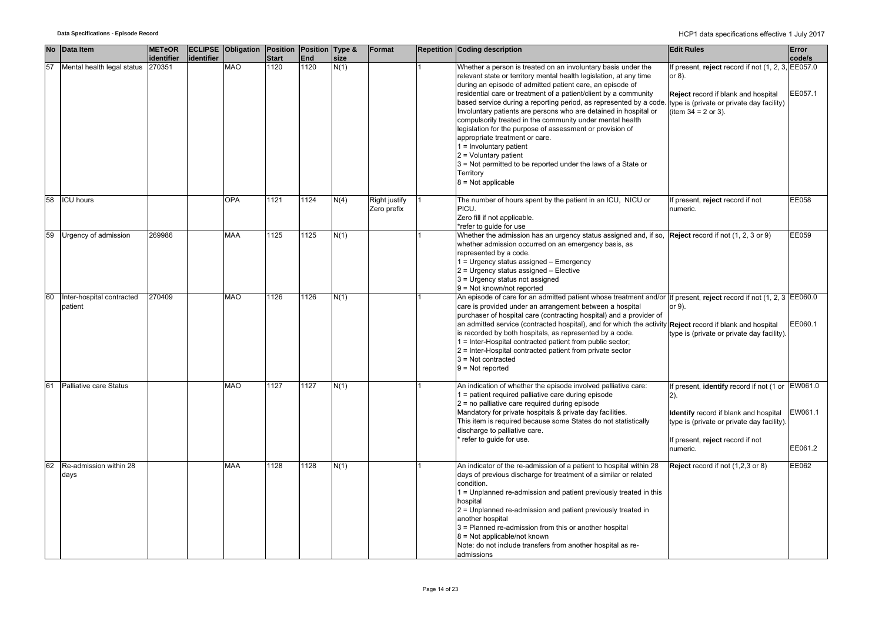| No | Data Item | METeOR identifier | ECLIPSE identifier | Obligation | Position Start | Position End | Type & size | Format | Repetition | Coding description | Edit Rules | Error code/s |
|---|---|---|---|---|---|---|---|---|---|---|---|---|
| 57 | Mental health legal status | 270351 | | MAO | 1120 | 1120 | N(1) | | 1 | Whether a person is treated on an involuntary basis under the relevant state or territory mental health legislation, at any time during an episode of admitted patient care, an episode of residential care or treatment of a patient/client by a community based service during a reporting period, as represented by a code. Involuntary patients are persons who are detained in hospital or compulsorily treated in the community under mental health legislation for the purpose of assessment or provision of appropriate treatment or care.<br>1 = Involuntary patient<br>2 = Voluntary patient<br>3 = Not permitted to be reported under the laws of a State or Territory<br>8 = Not applicable | If present, **reject** record if not (1, 2, 3, or 8).<br><br>**Reject** record if blank and hospital type is (private or private day facility) (item 34 = 2 or 3). | EE057.0<br><br>EE057.1 |
| 58 | ICU hours | | | OPA | 1121 | 1124 | N(4) | Right justify Zero prefix | 1 | The number of hours spent by the patient in an ICU, NICU or PICU.<br>Zero fill if not applicable.<br>*refer to guide for use | If present, **reject** record if not numeric. | EE058 |
| 59 | Urgency of admission | 269986 | | MAA | 1125 | 1125 | N(1) | | 1 | Whether the admission has an urgency status assigned and, if so, whether admission occurred on an emergency basis, as represented by a code.<br>1 = Urgency status assigned – Emergency<br>2 = Urgency status assigned – Elective<br>3 = Urgency status not assigned<br>9 = Not known/not reported | **Reject** record if not (1, 2, 3 or 9) | EE059 |
| 60 | Inter-hospital contracted patient | 270409 | | MAO | 1126 | 1126 | N(1) | | 1 | An episode of care for an admitted patient whose treatment and/or care is provided under an arrangement between a hospital purchaser of hospital care (contracting hospital) and a provider of an admitted service (contracted hospital), and for which the activity is recorded by both hospitals, as represented by a code.<br>1 = Inter-Hospital contracted patient from public sector;<br>2 = Inter-Hospital contracted patient from private sector<br>3 = Not contracted<br>9 = Not reported | If present, **reject** record if not (1, 2, 3 or 9).<br><br>**Reject** record if blank and hospital type is (private or private day facility). | EE060.0<br><br>EE060.1 |
| 61 | Palliative care Status | | | MAO | 1127 | 1127 | N(1) | | 1 | An indication of whether the episode involved palliative care:<br>1 = patient required palliative care during episode<br>2 = no palliative care required during episode<br>Mandatory for private hospitals & private day facilities.<br>This item is required because some States do not statistically discharge to palliative care.<br>* refer to guide for use. | If present, **identify** record if not (1 or 2).<br><br>**Identify** record if blank and hospital type is (private or private day facility).<br><br>If present, **reject** record if not numeric. | EW061.0<br><br>EW061.1<br><br>EE061.2 |
| 62 | Re-admission within 28 days | | | MAA | 1128 | 1128 | N(1) | | 1 | An indicator of the re-admission of a patient to hospital within 28 days of previous discharge for treatment of a similar or related condition.<br>1 = Unplanned re-admission and patient previously treated in this hospital<br>2 = Unplanned re-admission and patient previously treated in another hospital<br>3 = Planned re-admission from this or another hospital<br>8 = Not applicable/not known<br>Note: do not include transfers from another hospital as re-admissions | **Reject** record if not (1,2,3 or 8) | EE062 |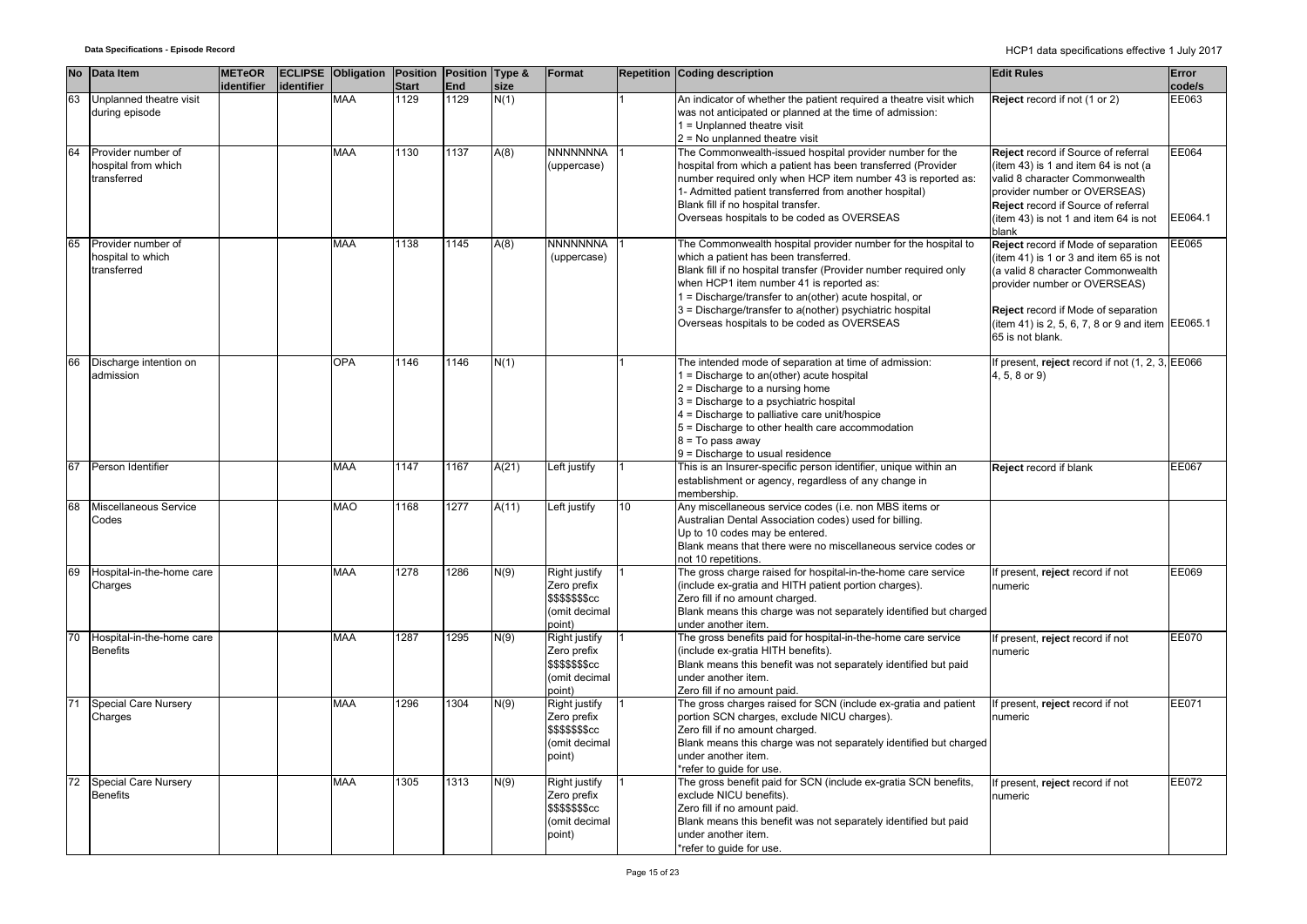| No | Data Item | METeOR identifier | ECLIPSE identifier | Obligation | Position Start | Position End | Type & size | Format | Repetition | Coding description | Edit Rules | Error code/s |
|---|---|---|---|---|---|---|---|---|---|---|---|---|
| 63 | Unplanned theatre visit during episode | | | MAA | 1129 | 1129 | N(1) | | 1 | An indicator of whether the patient required a theatre visit which was not anticipated or planned at the time of admission:<br>1 = Unplanned theatre visit<br>2 = No unplanned theatre visit | **Reject** record if not (1 or 2) | EE063 |
| 64 | Provider number of hospital from which transferred | | | MAA | 1130 | 1137 | A(8) | NNNNNNNA (uppercase) | 1 | The Commonwealth-issued hospital provider number for the hospital from which a patient has been transferred (Provider number required only when HCP item number 43 is reported as:<br>1- Admitted patient transferred from another hospital)<br>Blank fill if no hospital transfer.<br>Overseas hospitals to be coded as OVERSEAS | **Reject** record if Source of referral (item 43) is 1 and item 64 is not (a valid 8 character Commonwealth provider number or OVERSEAS)<br>**Reject** record if Source of referral (item 43) is not 1 and item 64 is not blank | EE064<br><br>EE064.1 |
| 65 | Provider number of hospital to which transferred | | | MAA | 1138 | 1145 | A(8) | NNNNNNNA (uppercase) | 1 | The Commonwealth hospital provider number for the hospital to which a patient has been transferred.<br>Blank fill if no hospital transfer (Provider number required only when HCP1 item number 41 is reported as:<br>1 = Discharge/transfer to an(other) acute hospital, or<br>3 = Discharge/transfer to a(nother) psychiatric hospital<br>Overseas hospitals to be coded as OVERSEAS | **Reject** record if Mode of separation (item 41) is 1 or 3 and item 65 is not (a valid 8 character Commonwealth provider number or OVERSEAS)<br><br>**Reject** record if Mode of separation (item 41) is 2, 5, 6, 7, 8 or 9 and item 65 is not blank. | EE065<br><br>EE065.1 |
| 66 | Discharge intention on admission | | | OPA | 1146 | 1146 | N(1) | | 1 | The intended mode of separation at time of admission:<br>1 = Discharge to an(other) acute hospital<br>2 = Discharge to a nursing home<br>3 = Discharge to a psychiatric hospital<br>4 = Discharge to palliative care unit/hospice<br>5 = Discharge to other health care accommodation<br>8 = To pass away<br>9 = Discharge to usual residence | If present, **reject** record if not (1, 2, 3, 4, 5, 8 or 9) | EE066 |
| 67 | Person Identifier | | | MAA | 1147 | 1167 | A(21) | Left justify | 1 | This is an Insurer-specific person identifier, unique within an establishment or agency, regardless of any change in membership. | **Reject** record if blank | EE067 |
| 68 | Miscellaneous Service Codes | | | MAO | 1168 | 1277 | A(11) | Left justify | 10 | Any miscellaneous service codes (i.e. non MBS items or Australian Dental Association codes) used for billing.<br>Up to 10 codes may be entered.<br>Blank means that there were no miscellaneous service codes or not 10 repetitions. | | |
| 69 | Hospital-in-the-home care Charges | | | MAA | 1278 | 1286 | N(9) | Right justify Zero prefix $$$$$$$cc (omit decimal point) | 1 | The gross charge raised for hospital-in-the-home care service (include ex-gratia and HITH patient portion charges).<br>Zero fill if no amount charged.<br>Blank means this charge was not separately identified but charged under another item. | If present, **reject** record if not numeric | EE069 |
| 70 | Hospital-in-the-home care Benefits | | | MAA | 1287 | 1295 | N(9) | Right justify Zero prefix $$$$$$$cc (omit decimal point) | 1 | The gross benefits paid for hospital-in-the-home care service (include ex-gratia HITH benefits).<br>Blank means this benefit was not separately identified but paid under another item.<br>Zero fill if no amount paid. | If present, **reject** record if not numeric | EE070 |
| 71 | Special Care Nursery Charges | | | MAA | 1296 | 1304 | N(9) | Right justify Zero prefix $$$$$$$cc (omit decimal point) | 1 | The gross charges raised for SCN (include ex-gratia and patient portion SCN charges, exclude NICU charges).<br>Zero fill if no amount charged.<br>Blank means this charge was not separately identified but charged under another item.<br>*refer to guide for use. | If present, **reject** record if not numeric | EE071 |
| 72 | Special Care Nursery Benefits | | | MAA | 1305 | 1313 | N(9) | Right justify Zero prefix $$$$$$$cc (omit decimal point) | 1 | The gross benefit paid for SCN (include ex-gratia SCN benefits, exclude NICU benefits).<br>Zero fill if no amount paid.<br>Blank means this benefit was not separately identified but paid under another item.<br>*refer to guide for use. | If present, **reject** record if not numeric | EE072 |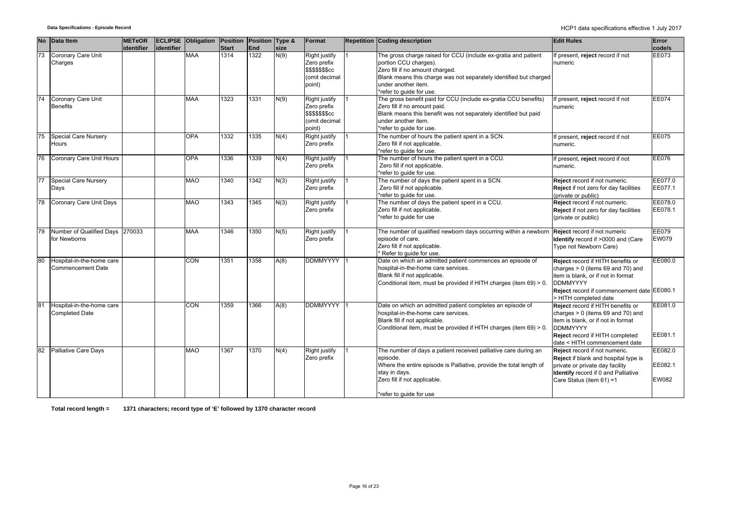| No | Data Item | METeOR identifier | ECLIPSE identifier | Obligation | Position Start | Position End | Type & size | Format | Repetition | Coding description | Edit Rules | Error code/s |
|---|---|---|---|---|---|---|---|---|---|---|---|---|
| 73 | Coronary Care Unit Charges | | | MAA | 1314 | 1322 | N(9) | Right justify Zero prefix $$$$$$$cc (omit decimal point) | 1 | The gross charge raised for CCU (include ex-gratia and patient portion CCU charges).<br>Zero fill if no amount charged.<br>Blank means this charge was not separately identified but charged under another item.<br>*refer to guide for use. | If present, **reject** record if not numeric | EE073 |
| 74 | Coronary Care Unit Benefits | | | MAA | 1323 | 1331 | N(9) | Right justify Zero prefix $$$$$$$cc (omit decimal point) | 1 | The gross benefit paid for CCU (include ex-gratia CCU benefits)<br>Zero fill if no amount paid.<br>Blank means this benefit was not separately identified but paid under another item.<br>*refer to guide for use. | If present, **reject** record if not numeric | EE074 |
| 75 | Special Care Nursery Hours | | | OPA | 1332 | 1335 | N(4) | Right justify Zero prefix | 1 | The number of hours the patient spent in a SCN.<br>Zero fill if not applicable.<br>*refer to guide for use. | If present, **reject** record if not numeric. | EE075 |
| 76 | Coronary Care Unit Hours | | | OPA | 1336 | 1339 | N(4) | Right justify Zero prefix | 1 | The number of hours the patient spent in a CCU.<br>Zero fill if not applicable.<br>*refer to guide for use. | If present, **reject** record if not numeric. | EE076 |
| 77 | Special Care Nursery Days | | | MAO | 1340 | 1342 | N(3) | Right justify Zero prefix | 1 | The number of days the patient spent in a SCN.<br>Zero fill if not applicable.<br>*refer to guide for use. | **Reject** record if not numeric.<br>**Reject** if not zero for day facilities (private or public) | EE077.0<br>EE077.1 |
| 78 | Coronary Care Unit Days | | | MAO | 1343 | 1345 | N(3) | Right justify Zero prefix | 1 | The number of days the patient spent in a CCU.<br>Zero fill if not applicable.<br>*refer to guide for use | **Reject** record if not numeric.<br>**Reject** if not zero for day facilities (private or public) | EE078.0<br>EE078.1 |
| 79 | Number of Qualified Days for Newborns | 270033 | | MAA | 1346 | 1350 | N(5) | Right justify Zero prefix | 1 | The number of qualified newborn days occurring within a newborn episode of care.<br>Zero fill if not applicable.<br>* Refer to guide for use. | **Reject** record if not numeric<br>**Identify** record if >0000 and (Care Type not Newborn Care) | EE079<br>EW079 |
| 80 | Hospital-in-the-home care Commencement Date | | | CON | 1351 | 1358 | A(8) | DDMMYYYY | 1 | Date on which an admitted patient commences an episode of hospital-in-the-home care services.<br>Blank fill if not applicable.<br>Conditional item, must be provided if HITH charges (item 69) > 0. | **Reject** record if HITH benefits or charges > 0 (items 69 and 70) and item is blank, or if not in format DDMMYYYY<br>**Reject** record if commencement date > HITH completed date | EE080.0<br>EE080.1 |
| 81 | Hospital-in-the-home care Completed Date | | | CON | 1359 | 1366 | A(8) | DDMMYYYY | 1 | Date on which an admitted patient completes an episode of hospital-in-the-home care services.<br>Blank fill if not applicable.<br>Conditional item, must be provided if HITH charges (item 69) > 0. | **Reject** record if HITH benefits or charges > 0 (items 69 and 70) and item is blank, or if not in format DDMMYYYY<br>**Reject** record if HITH completed date < HITH commencement date | EE081.0<br>EE081.1 |
| 82 | Palliative Care Days | | | MAO | 1367 | 1370 | N(4) | Right justify Zero prefix | 1 | The number of days a patient received palliative care during an episode.<br>Where the entire episode is Palliative, provide the total length of stay in days.<br>Zero fill if not applicable.<br>*refer to guide for use | **Reject** record if not numeric.<br>**Reject** if blank and hospital type is private or private day facility<br>**Identify** record if 0 and Palliative Care Status (item 61) =1 | EE082.0<br>EE082.1<br>EW082 |

**Total record length = 1371 characters; record type of 'E' followed by 1370 character record**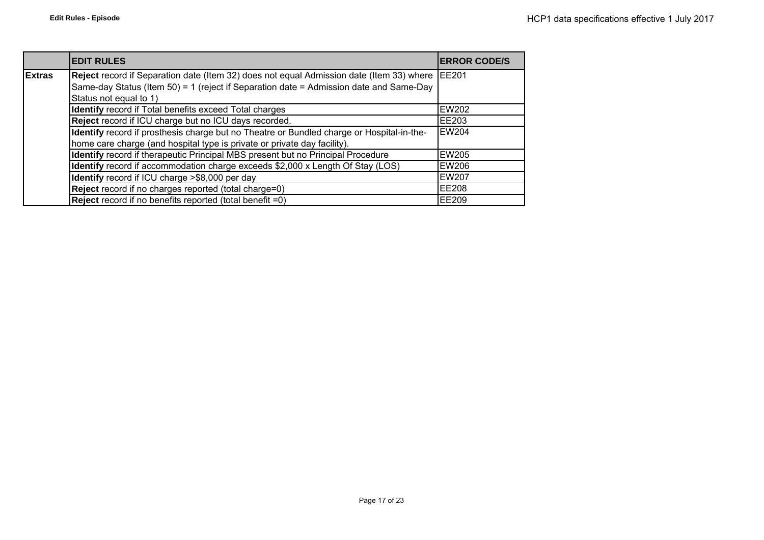| | EDIT RULES | ERROR CODE/S |
|---|---|---|
| **Extras** | **Reject** record if Separation date (Item 32) does not equal Admission date (Item 33) where Same-day Status (Item 50) = 1 (reject if Separation date = Admission date and Same-Day Status not equal to 1) | EE201 |
| | **Identify** record if Total benefits exceed Total charges | EW202 |
| | **Reject** record if ICU charge but no ICU days recorded. | EE203 |
| | **Identify** record if prosthesis charge but no Theatre or Bundled charge or Hospital-in-the-home care charge (and hospital type is private or private day facility). | EW204 |
| | **Identify** record if therapeutic Principal MBS present but no Principal Procedure | EW205 |
| | **Identify** record if accommodation charge exceeds $2,000 x Length Of Stay (LOS) | EW206 |
| | **Identify** record if ICU charge >$8,000 per day | EW207 |
| | **Reject** record if no charges reported (total charge=0) | EE208 |
| | **Reject** record if no benefits reported (total benefit =0) | EE209 |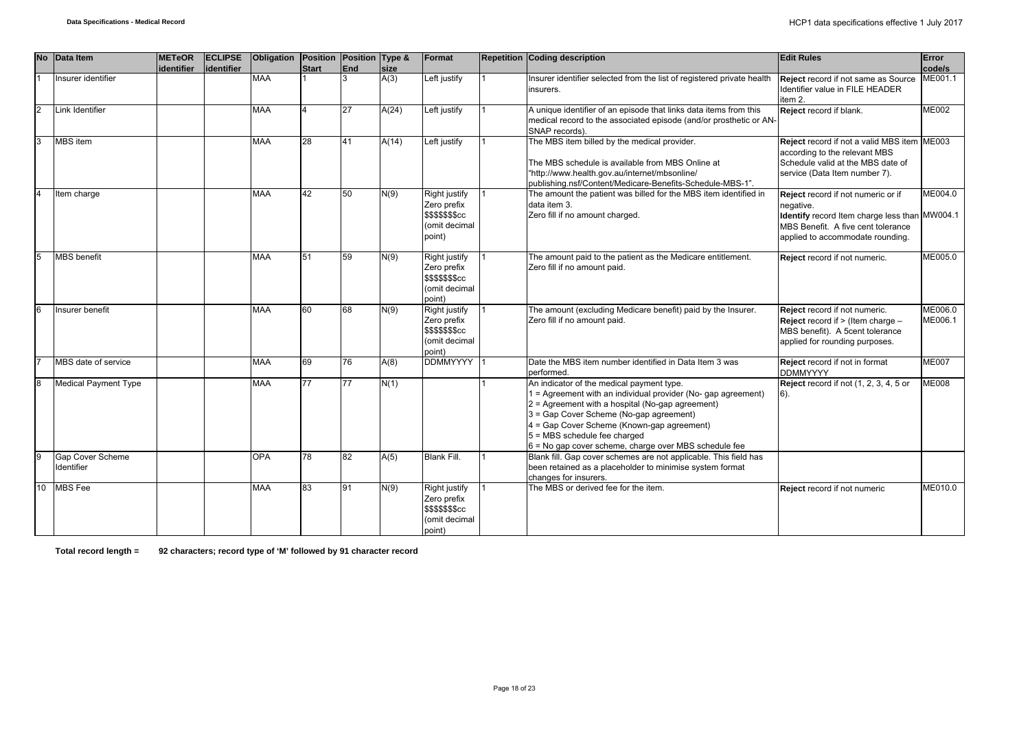| No | Data Item | METeOR identifier | ECLIPSE identifier | Obligation | Position Start | Position End | Type & size | Format | Repetition | Coding description | Edit Rules | Error code/s |
|---|---|---|---|---|---|---|---|---|---|---|---|---|
| 1 | Insurer identifier | | | MAA | 1 | 3 | A(3) | Left justify | 1 | Insurer identifier selected from the list of registered private health insurers. | **Reject** record if not same as Source Identifier value in FILE HEADER item 2. | ME001.1 |
| 2 | Link Identifier | | | MAA | 4 | 27 | A(24) | Left justify | 1 | A unique identifier of an episode that links data items from this medical record to the associated episode (and/or prosthetic or AN-SNAP records). | **Reject** record if blank. | ME002 |
| 3 | MBS item | | | MAA | 28 | 41 | A(14) | Left justify | 1 | The MBS item billed by the medical provider.<br><br>The MBS schedule is available from MBS Online at "http://www.health.gov.au/internet/mbsonline/ publishing.nsf/Content/Medicare-Benefits-Schedule-MBS-1". | **Reject** record if not a valid MBS item according to the relevant MBS Schedule valid at the MBS date of service (Data Item number 7). | ME003 |
| 4 | Item charge | | | MAA | 42 | 50 | N(9) | Right justify Zero prefix $$$$$$$cc (omit decimal point) | 1 | The amount the patient was billed for the MBS item identified in data item 3.<br>Zero fill if no amount charged. | **Reject** record if not numeric or if negative.<br>**Identify** record Item charge less than MBS Benefit. A five cent tolerance applied to accommodate rounding. | ME004.0<br>MW004.1 |
| 5 | MBS benefit | | | MAA | 51 | 59 | N(9) | Right justify Zero prefix $$$$$$$cc (omit decimal point) | 1 | The amount paid to the patient as the Medicare entitlement.<br>Zero fill if no amount paid. | **Reject** record if not numeric. | ME005.0 |
| 6 | Insurer benefit | | | MAA | 60 | 68 | N(9) | Right justify Zero prefix $$$$$$$cc (omit decimal point) | 1 | The amount (excluding Medicare benefit) paid by the Insurer.<br>Zero fill if no amount paid. | **Reject** record if not numeric.<br>**Reject** record if > (Item charge – MBS benefit). A 5cent tolerance applied for rounding purposes. | ME006.0<br>ME006.1 |
| 7 | MBS date of service | | | MAA | 69 | 76 | A(8) | DDMMYYYY | 1 | Date the MBS item number identified in Data Item 3 was performed. | **Reject** record if not in format DDMMYYYY | ME007 |
| 8 | Medical Payment Type | | | MAA | 77 | 77 | N(1) | | 1 | An indicator of the medical payment type.<br>1 = Agreement with an individual provider (No- gap agreement)<br>2 = Agreement with a hospital (No-gap agreement)<br>3 = Gap Cover Scheme (No-gap agreement)<br>4 = Gap Cover Scheme (Known-gap agreement)<br>5 = MBS schedule fee charged<br>6 = No gap cover scheme, charge over MBS schedule fee | **Reject** record if not (1, 2, 3, 4, 5 or 6). | ME008 |
| 9 | Gap Cover Scheme Identifier | | | OPA | 78 | 82 | A(5) | Blank Fill. | 1 | Blank fill. Gap cover schemes are not applicable. This field has been retained as a placeholder to minimise system format changes for insurers. | | |
| 10 | MBS Fee | | | MAA | 83 | 91 | N(9) | Right justify Zero prefix $$$$$$$cc (omit decimal point) | 1 | The MBS or derived fee for the item. | **Reject** record if not numeric | ME010.0 |

**Total record length = 92 characters; record type of 'M' followed by 91 character record**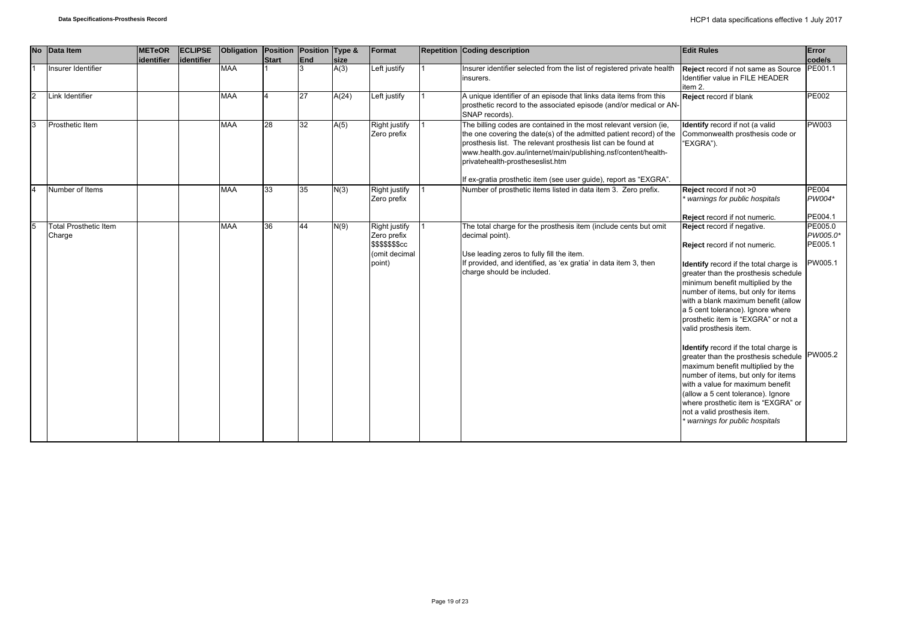| No | Data Item | METeOR identifier | ECLIPSE identifier | Obligation | Position Start | Position End | Type & size | Format | Repetition | Coding description | Edit Rules | Error code/s |
|---|---|---|---|---|---|---|---|---|---|---|---|---|
| 1 | Insurer Identifier | | | MAA | 1 | 3 | A(3) | Left justify | 1 | Insurer identifier selected from the list of registered private health insurers. | **Reject** record if not same as Source Identifier value in FILE HEADER item 2. | PE001.1 |
| 2 | Link Identifier | | | MAA | 4 | 27 | A(24) | Left justify | 1 | A unique identifier of an episode that links data items from this prosthetic record to the associated episode (and/or medical or AN-SNAP records). | **Reject** record if blank | PE002 |
| 3 | Prosthetic Item | | | MAA | 28 | 32 | A(5) | Right justify Zero prefix | 1 | The billing codes are contained in the most relevant version (ie, the one covering the date(s) of the admitted patient record) of the prosthesis list. The relevant prosthesis list can be found at www.health.gov.au/internet/main/publishing.nsf/content/health-privatehealth-prostheseslist.htm<br><br>If ex-gratia prosthetic item (see user guide), report as "EXGRA". | **Identify** record if not (a valid Commonwealth prosthesis code or "EXGRA"). | PW003 |
| 4 | Number of Items | | | MAA | 33 | 35 | N(3) | Right justify Zero prefix | 1 | Number of prosthetic items listed in data item 3. Zero prefix. | **Reject** record if not >0<br>*\* warnings for public hospitals*<br><br>**Reject** record if not numeric. | PE004<br>*PW004\**<br><br>PE004.1 |
| 5 | Total Prosthetic Item Charge | | | MAA | 36 | 44 | N(9) | Right justify Zero prefix $$$$$$$cc (omit decimal point) | 1 | The total charge for the prosthesis item (include cents but omit decimal point).<br><br>Use leading zeros to fully fill the item.<br>If provided, and identified, as 'ex gratia' in data item 3, then charge should be included. | **Reject** record if negative.<br><br>**Reject** record if not numeric.<br><br>**Identify** record if the total charge is greater than the prosthesis schedule minimum benefit multiplied by the number of items, but only for items with a blank maximum benefit (allow a 5 cent tolerance). Ignore where prosthetic item is "EXGRA" or not a valid prosthesis item.<br><br>**Identify** record if the total charge is greater than the prosthesis schedule maximum benefit multiplied by the number of items, but only for items with a value for maximum benefit (allow a 5 cent tolerance). Ignore where prosthetic item is "EXGRA" or not a valid prosthesis item.<br>*\* warnings for public hospitals* | PE005.0<br>*PW005.0\**<br>PE005.1<br><br>PW005.1<br><br>PW005.2 |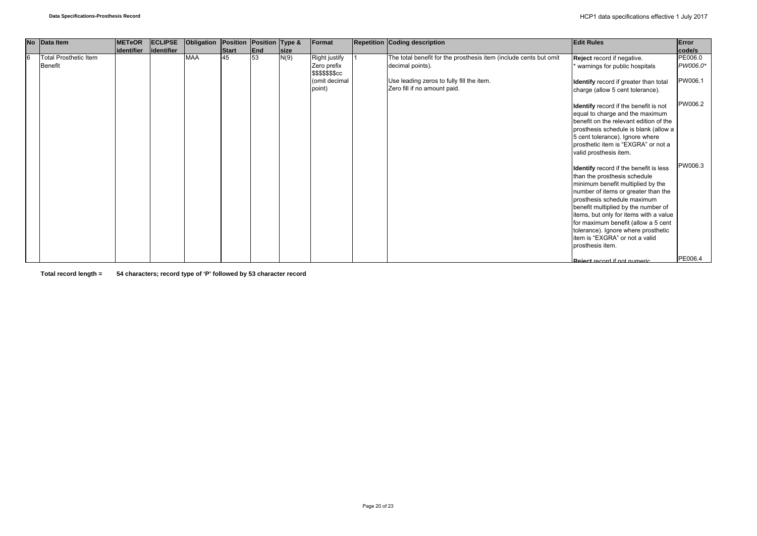| No | Data Item | METeOR identifier | ECLIPSE identifier | Obligation | Position Start | Position End | Type & size | Format | Repetition | Coding description | Edit Rules | Error code/s |
|---|---|---|---|---|---|---|---|---|---|---|---|---|
| 6 | Total Prosthetic Item Benefit | | | MAA | 45 | 53 | N(9) | Right justify Zero prefix $$$$$$$cc (omit decimal point) | 1 | The total benefit for the prosthesis item (include cents but omit decimal points).<br><br>Use leading zeros to fully fill the item.<br>Zero fill if no amount paid. | **Reject** record if negative.<br>* warnings for public hospitals<br><br>**Identify** record if greater than total charge (allow 5 cent tolerance).<br><br>**Identify** record if the benefit is not equal to charge and the maximum benefit on the relevant edition of the prosthesis schedule is blank (allow a 5 cent tolerance). Ignore where prosthetic item is "EXGRA" or not a valid prosthesis item.<br><br>**Identify** record if the benefit is less than the prosthesis schedule minimum benefit multiplied by the number of items or greater than the prosthesis schedule maximum benefit multiplied by the number of items, but only for items with a value for maximum benefit (allow a 5 cent tolerance). Ignore where prosthetic item is "EXGRA" or not a valid prosthesis item.<br><br>**Reject** record if not numeric | PE006.0<br>*PW006.0**<br><br>PW006.1<br><br>PW006.2<br><br>PW006.3<br><br>PE006.4 |

**Total record length = 54 characters; record type of 'P' followed by 53 character record**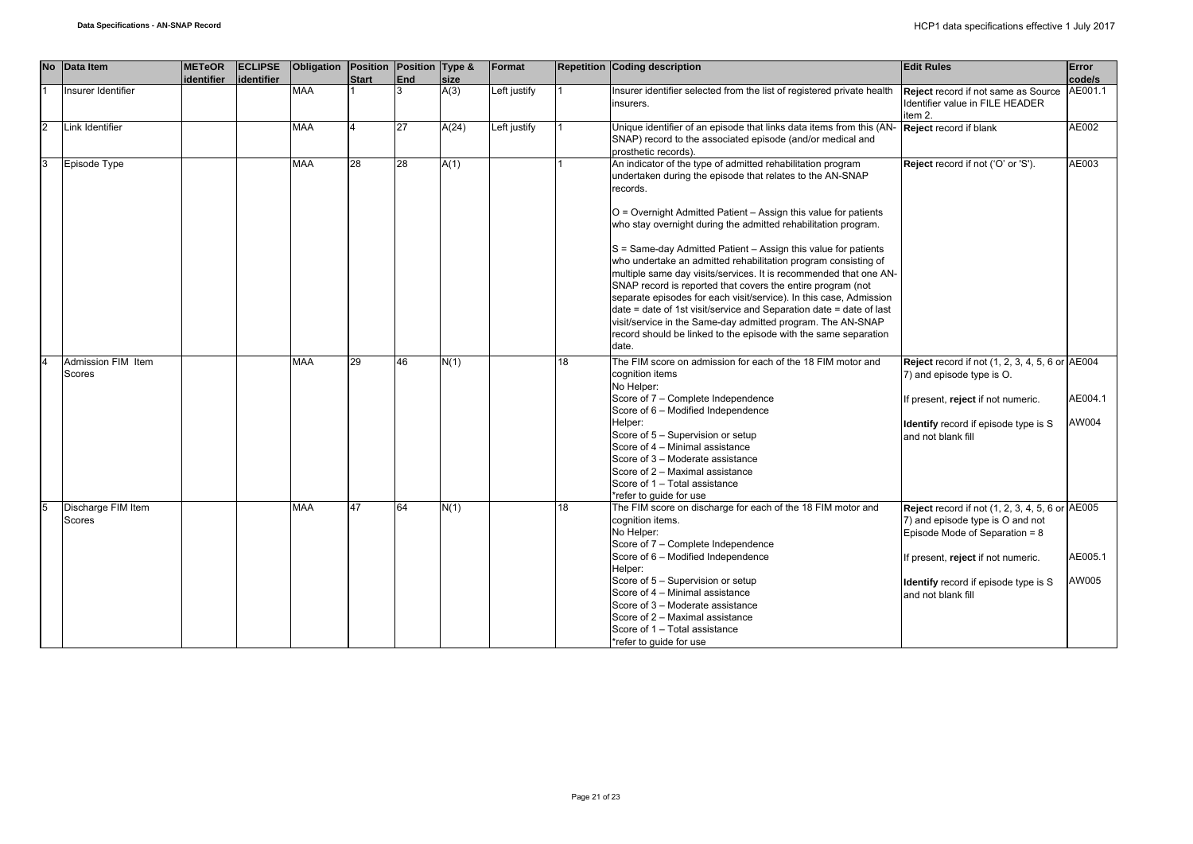| No | Data Item | METeOR identifier | ECLIPSE identifier | Obligation | Position Start | Position End | Type & size | Format | Repetition | Coding description | Edit Rules | Error code/s |
|---|---|---|---|---|---|---|---|---|---|---|---|---|
| 1 | Insurer Identifier | | | MAA | 1 | 3 | A(3) | Left justify | 1 | Insurer identifier selected from the list of registered private health insurers. | **Reject** record if not same as Source Identifier value in FILE HEADER item 2. | AE001.1 |
| 2 | Link Identifier | | | MAA | 4 | 27 | A(24) | Left justify | 1 | Unique identifier of an episode that links data items from this (AN-SNAP) record to the associated episode (and/or medical and prosthetic records). | **Reject** record if blank | AE002 |
| 3 | Episode Type | | | MAA | 28 | 28 | A(1) | | 1 | An indicator of the type of admitted rehabilitation program undertaken during the episode that relates to the AN-SNAP records.<br><br>O = Overnight Admitted Patient – Assign this value for patients who stay overnight during the admitted rehabilitation program.<br><br>S = Same-day Admitted Patient – Assign this value for patients who undertake an admitted rehabilitation program consisting of multiple same day visits/services. It is recommended that one AN-SNAP record is reported that covers the entire program (not separate episodes for each visit/service). In this case, Admission date = date of 1st visit/service and Separation date = date of last visit/service in the Same-day admitted program. The AN-SNAP record should be linked to the episode with the same separation date. | **Reject** record if not ('O' or 'S'). | AE003 |
| 4 | Admission FIM Item Scores | | | MAA | 29 | 46 | N(1) | | 18 | The FIM score on admission for each of the 18 FIM motor and cognition items<br>No Helper:<br>Score of 7 – Complete Independence<br>Score of 6 – Modified Independence<br>Helper:<br>Score of 5 – Supervision or setup<br>Score of 4 – Minimal assistance<br>Score of 3 – Moderate assistance<br>Score of 2 – Maximal assistance<br>Score of 1 – Total assistance<br>*refer to guide for use | **Reject** record if not (1, 2, 3, 4, 5, 6 or 7) and episode type is O.<br><br>If present, **reject** if not numeric.<br><br>**Identify** record if episode type is S and not blank fill | AE004<br><br>AE004.1<br><br>AW004 |
| 5 | Discharge FIM Item Scores | | | MAA | 47 | 64 | N(1) | | 18 | The FIM score on discharge for each of the 18 FIM motor and cognition items.<br>No Helper:<br>Score of 7 – Complete Independence<br>Score of 6 – Modified Independence<br>Helper:<br>Score of 5 – Supervision or setup<br>Score of 4 – Minimal assistance<br>Score of 3 – Moderate assistance<br>Score of 2 – Maximal assistance<br>Score of 1 – Total assistance<br>*refer to guide for use | **Reject** record if not (1, 2, 3, 4, 5, 6 or 7) and episode type is O and not Episode Mode of Separation = 8<br><br>If present, **reject** if not numeric.<br><br>**Identify** record if episode type is S and not blank fill | AE005<br><br>AE005.1<br><br>AW005 |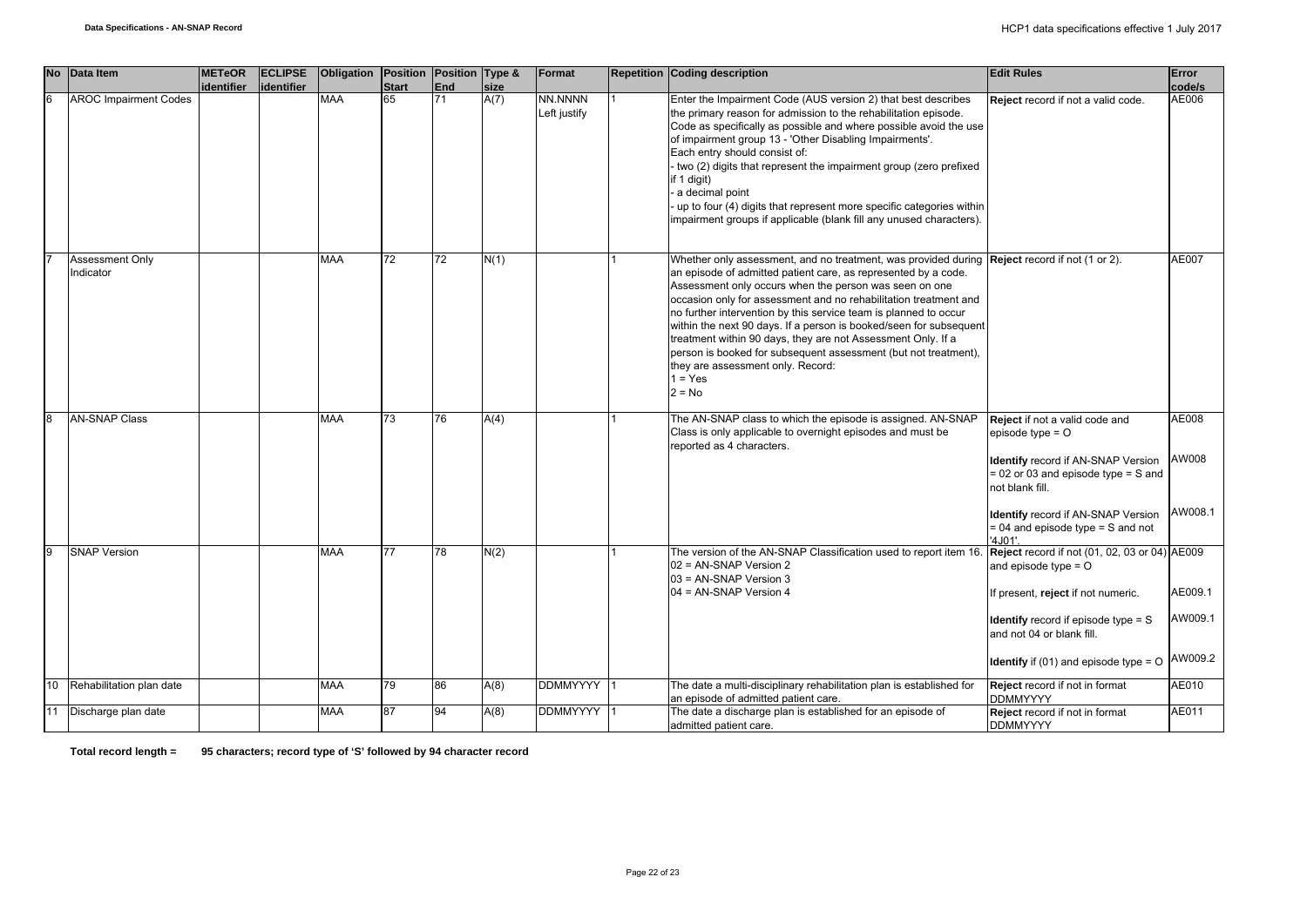| No | Data Item | METeOR identifier | ECLIPSE identifier | Obligation | Position Start | Position End | Type & size | Format | Repetition | Coding description | Edit Rules | Error code/s |
|---|---|---|---|---|---|---|---|---|---|---|---|---|
| 6 | AROC Impairment Codes | | | MAA | 65 | 71 | A(7) | NN.NNNN Left justify | 1 | Enter the Impairment Code (AUS version 2) that best describes the primary reason for admission to the rehabilitation episode. Code as specifically as possible and where possible avoid the use of impairment group 13 - 'Other Disabling Impairments'.<br>Each entry should consist of:<br>- two (2) digits that represent the impairment group (zero prefixed if 1 digit)<br>- a decimal point<br>- up to four (4) digits that represent more specific categories within impairment groups if applicable (blank fill any unused characters). | **Reject** record if not a valid code. | AE006 |
| 7 | Assessment Only Indicator | | | MAA | 72 | 72 | N(1) | | 1 | Whether only assessment, and no treatment, was provided during an episode of admitted patient care, as represented by a code. Assessment only occurs when the person was seen on one occasion only for assessment and no rehabilitation treatment and no further intervention by this service team is planned to occur within the next 90 days. If a person is booked/seen for subsequent treatment within 90 days, they are not Assessment Only. If a person is booked for subsequent assessment (but not treatment), they are assessment only. Record:<br>1 = Yes<br>2 = No | **Reject** record if not (1 or 2). | AE007 |
| 8 | AN-SNAP Class | | | MAA | 73 | 76 | A(4) | | 1 | The AN-SNAP class to which the episode is assigned. AN-SNAP Class is only applicable to overnight episodes and must be reported as 4 characters. | **Reject** if not a valid code and episode type = O<br><br>**Identify** record if AN-SNAP Version = 02 or 03 and episode type = S and not blank fill.<br><br>**Identify** record if AN-SNAP Version = 04 and episode type = S and not '4J01'. | AE008<br><br>AW008<br><br>AW008.1 |
| 9 | SNAP Version | | | MAA | 77 | 78 | N(2) | | 1 | The version of the AN-SNAP Classification used to report item 16.<br>02 = AN-SNAP Version 2<br>03 = AN-SNAP Version 3<br>04 = AN-SNAP Version 4 | **Reject** record if not (01, 02, 03 or 04) and episode type = O<br><br>If present, **reject** if not numeric.<br><br>**Identify** record if episode type = S and not 04 or blank fill.<br><br>**Identify** if (01) and episode type = O | AE009<br><br>AE009.1<br><br>AW009.1<br><br>AW009.2 |
| 10 | Rehabilitation plan date | | | MAA | 79 | 86 | A(8) | DDMMYYYY | 1 | The date a multi-disciplinary rehabilitation plan is established for an episode of admitted patient care. | **Reject** record if not in format DDMMYYYY | AE010 |
| 11 | Discharge plan date | | | MAA | 87 | 94 | A(8) | DDMMYYYY | 1 | The date a discharge plan is established for an episode of admitted patient care. | **Reject** record if not in format DDMMYYYY | AE011 |

**Total record length = 95 characters; record type of 'S' followed by 94 character record**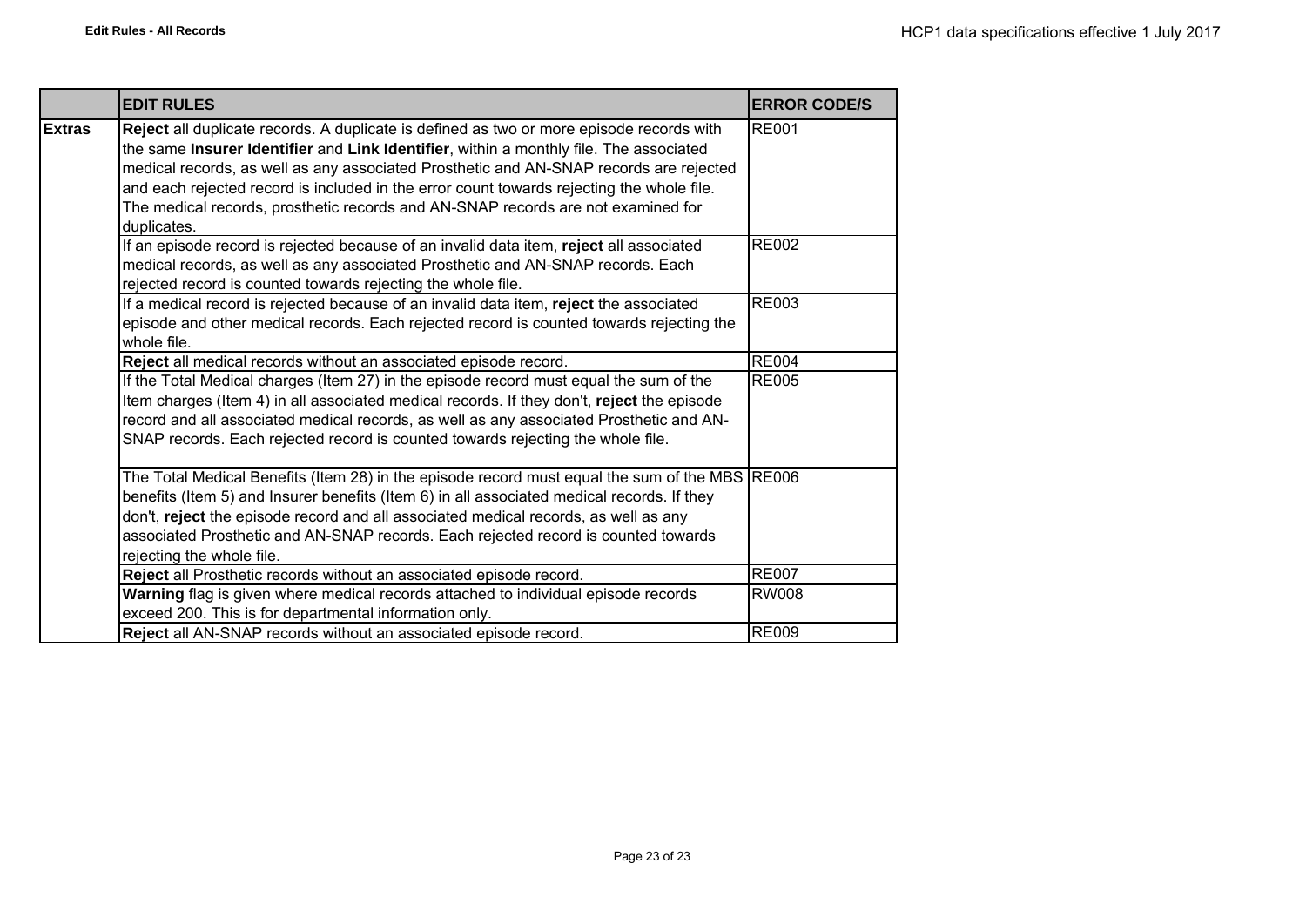| | EDIT RULES | ERROR CODE/S |
|---|---|---|
| **Extras** | **Reject** all duplicate records. A duplicate is defined as two or more episode records with the same **Insurer Identifier** and **Link Identifier**, within a monthly file. The associated medical records, as well as any associated Prosthetic and AN-SNAP records are rejected and each rejected record is included in the error count towards rejecting the whole file. The medical records, prosthetic records and AN-SNAP records are not examined for duplicates. | RE001 |
| | If an episode record is rejected because of an invalid data item, **reject** all associated medical records, as well as any associated Prosthetic and AN-SNAP records. Each rejected record is counted towards rejecting the whole file. | RE002 |
| | If a medical record is rejected because of an invalid data item, **reject** the associated episode and other medical records. Each rejected record is counted towards rejecting the whole file. | RE003 |
| | **Reject** all medical records without an associated episode record. | RE004 |
| | If the Total Medical charges (Item 27) in the episode record must equal the sum of the Item charges (Item 4) in all associated medical records. If they don't, **reject** the episode record and all associated medical records, as well as any associated Prosthetic and AN-SNAP records. Each rejected record is counted towards rejecting the whole file. | RE005 |
| | The Total Medical Benefits (Item 28) in the episode record must equal the sum of the MBS benefits (Item 5) and Insurer benefits (Item 6) in all associated medical records. If they don't, **reject** the episode record and all associated medical records, as well as any associated Prosthetic and AN-SNAP records. Each rejected record is counted towards rejecting the whole file. | RE006 |
| | **Reject** all Prosthetic records without an associated episode record. | RE007 |
| | **Warning** flag is given where medical records attached to individual episode records exceed 200. This is for departmental information only. | RW008 |
| | **Reject** all AN-SNAP records without an associated episode record. | RE009 |